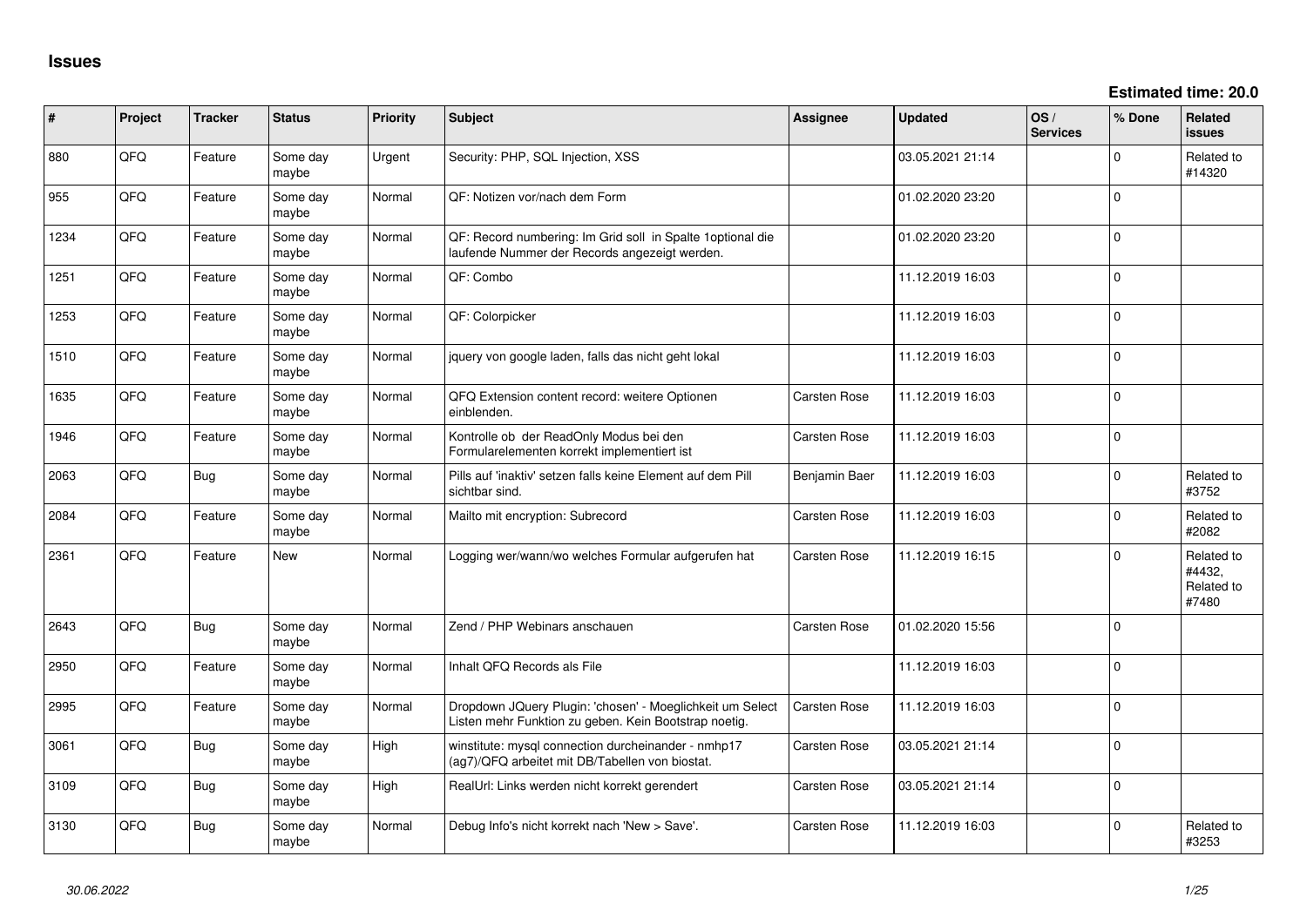# Issues

**Estimated time: 20.0**

| # | Project | Tracker | Status | Priority | Subject | Assignee | Updated | OS / Services | % Done | Related issues |
|---|---|---|---|---|---|---|---|---|---|---|
| 880 | QFQ | Feature | Some day maybe | Urgent | Security: PHP, SQL Injection, XSS | | 03.05.2021 21:14 | | 0 | Related to #14320 |
| 955 | QFQ | Feature | Some day maybe | Normal | QF: Notizen vor/nach dem Form | | 01.02.2020 23:20 | | 0 | |
| 1234 | QFQ | Feature | Some day maybe | Normal | QF: Record numbering: Im Grid soll in Spalte 1optional die laufende Nummer der Records angezeigt werden. | | 01.02.2020 23:20 | | 0 | |
| 1251 | QFQ | Feature | Some day maybe | Normal | QF: Combo | | 11.12.2019 16:03 | | 0 | |
| 1253 | QFQ | Feature | Some day maybe | Normal | QF: Colorpicker | | 11.12.2019 16:03 | | 0 | |
| 1510 | QFQ | Feature | Some day maybe | Normal | jquery von google laden, falls das nicht geht lokal | | 11.12.2019 16:03 | | 0 | |
| 1635 | QFQ | Feature | Some day maybe | Normal | QFQ Extension content record: weitere Optionen einblenden. | Carsten Rose | 11.12.2019 16:03 | | 0 | |
| 1946 | QFQ | Feature | Some day maybe | Normal | Kontrolle ob der ReadOnly Modus bei den Formularelementen korrekt implementiert ist | Carsten Rose | 11.12.2019 16:03 | | 0 | |
| 2063 | QFQ | Bug | Some day maybe | Normal | Pills auf 'inaktiv' setzen falls keine Element auf dem Pill sichtbar sind. | Benjamin Baer | 11.12.2019 16:03 | | 0 | Related to #3752 |
| 2084 | QFQ | Feature | Some day maybe | Normal | Mailto mit encryption: Subrecord | Carsten Rose | 11.12.2019 16:03 | | 0 | Related to #2082 |
| 2361 | QFQ | Feature | New | Normal | Logging wer/wann/wo welches Formular aufgerufen hat | Carsten Rose | 11.12.2019 16:15 | | 0 | Related to #4432, Related to #7480 |
| 2643 | QFQ | Bug | Some day maybe | Normal | Zend / PHP Webinars anschauen | Carsten Rose | 01.02.2020 15:56 | | 0 | |
| 2950 | QFQ | Feature | Some day maybe | Normal | Inhalt QFQ Records als File | | 11.12.2019 16:03 | | 0 | |
| 2995 | QFQ | Feature | Some day maybe | Normal | Dropdown JQuery Plugin: 'chosen' - Moeglichkeit um Select Listen mehr Funktion zu geben. Kein Bootstrap noetig. | Carsten Rose | 11.12.2019 16:03 | | 0 | |
| 3061 | QFQ | Bug | Some day maybe | High | winstitute: mysql connection durcheinander - nmhp17 (ag7)/QFQ arbeitet mit DB/Tabellen von biostat. | Carsten Rose | 03.05.2021 21:14 | | 0 | |
| 3109 | QFQ | Bug | Some day maybe | High | RealUrl: Links werden nicht korrekt gerendert | Carsten Rose | 03.05.2021 21:14 | | 0 | |
| 3130 | QFQ | Bug | Some day maybe | Normal | Debug Info's nicht korrekt nach 'New > Save'. | Carsten Rose | 11.12.2019 16:03 | | 0 | Related to #3253 |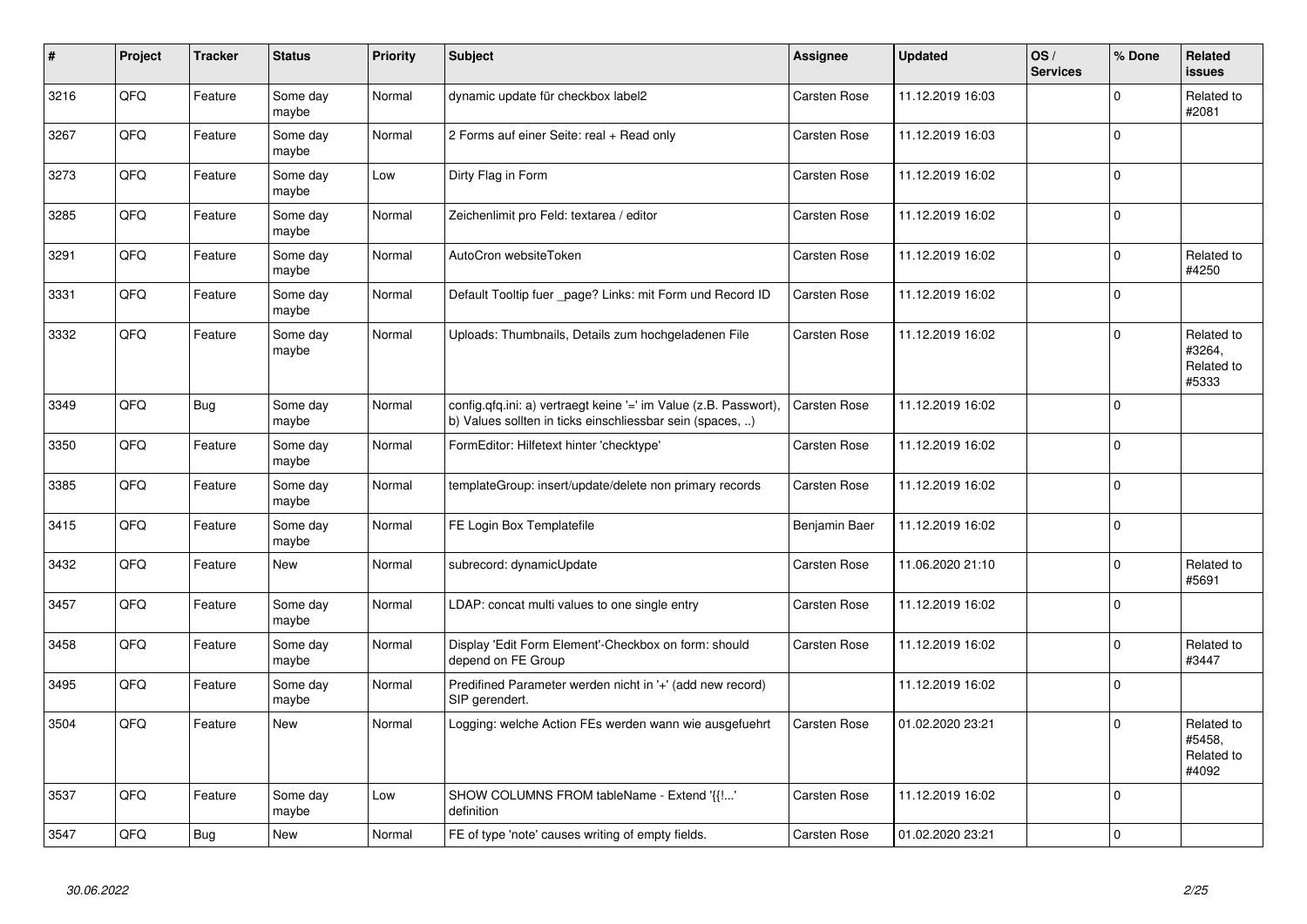| # | Project | Tracker | Status | Priority | Subject | Assignee | Updated | OS / Services | % Done | Related issues |
|---|---|---|---|---|---|---|---|---|---|---|
| 3216 | QFQ | Feature | Some day maybe | Normal | dynamic update für checkbox label2 | Carsten Rose | 11.12.2019 16:03 | | 0 | Related to #2081 |
| 3267 | QFQ | Feature | Some day maybe | Normal | 2 Forms auf einer Seite: real + Read only | Carsten Rose | 11.12.2019 16:03 | | 0 | |
| 3273 | QFQ | Feature | Some day maybe | Low | Dirty Flag in Form | Carsten Rose | 11.12.2019 16:02 | | 0 | |
| 3285 | QFQ | Feature | Some day maybe | Normal | Zeichenlimit pro Feld: textarea / editor | Carsten Rose | 11.12.2019 16:02 | | 0 | |
| 3291 | QFQ | Feature | Some day maybe | Normal | AutoCron websiteToken | Carsten Rose | 11.12.2019 16:02 | | 0 | Related to #4250 |
| 3331 | QFQ | Feature | Some day maybe | Normal | Default Tooltip fuer _page? Links: mit Form und Record ID | Carsten Rose | 11.12.2019 16:02 | | 0 | |
| 3332 | QFQ | Feature | Some day maybe | Normal | Uploads: Thumbnails, Details zum hochgeladenen File | Carsten Rose | 11.12.2019 16:02 | | 0 | Related to #3264, Related to #5333 |
| 3349 | QFQ | Bug | Some day maybe | Normal | config.qfq.ini: a) vertraegt keine '=' im Value (z.B. Passwort), b) Values sollten in ticks einschliessbar sein (spaces, ..) | Carsten Rose | 11.12.2019 16:02 | | 0 | |
| 3350 | QFQ | Feature | Some day maybe | Normal | FormEditor: Hilfetext hinter 'checktype' | Carsten Rose | 11.12.2019 16:02 | | 0 | |
| 3385 | QFQ | Feature | Some day maybe | Normal | templateGroup: insert/update/delete non primary records | Carsten Rose | 11.12.2019 16:02 | | 0 | |
| 3415 | QFQ | Feature | Some day maybe | Normal | FE Login Box Templatefile | Benjamin Baer | 11.12.2019 16:02 | | 0 | |
| 3432 | QFQ | Feature | New | Normal | subrecord: dynamicUpdate | Carsten Rose | 11.06.2020 21:10 | | 0 | Related to #5691 |
| 3457 | QFQ | Feature | Some day maybe | Normal | LDAP: concat multi values to one single entry | Carsten Rose | 11.12.2019 16:02 | | 0 | |
| 3458 | QFQ | Feature | Some day maybe | Normal | Display 'Edit Form Element'-Checkbox on form: should depend on FE Group | Carsten Rose | 11.12.2019 16:02 | | 0 | Related to #3447 |
| 3495 | QFQ | Feature | Some day maybe | Normal | Predifined Parameter werden nicht in '+' (add new record) SIP gerendert. | | 11.12.2019 16:02 | | 0 | |
| 3504 | QFQ | Feature | New | Normal | Logging: welche Action FEs werden wann wie ausgefuehrt | Carsten Rose | 01.02.2020 23:21 | | 0 | Related to #5458, Related to #4092 |
| 3537 | QFQ | Feature | Some day maybe | Low | SHOW COLUMNS FROM tableName - Extend '{{!...' definition | Carsten Rose | 11.12.2019 16:02 | | 0 | |
| 3547 | QFQ | Bug | New | Normal | FE of type 'note' causes writing of empty fields. | Carsten Rose | 01.02.2020 23:21 | | 0 | |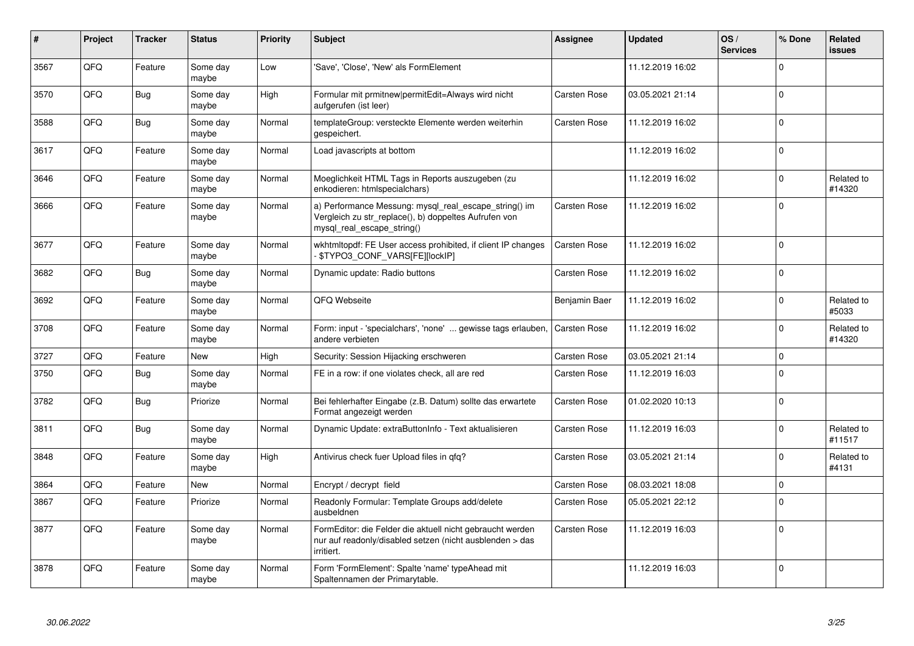| # | Project | Tracker | Status | Priority | Subject | Assignee | Updated | OS / Services | % Done | Related issues |
|---|---|---|---|---|---|---|---|---|---|---|
| 3567 | QFQ | Feature | Some day maybe | Low | 'Save', 'Close', 'New' als FormElement | | 11.12.2019 16:02 | | 0 | |
| 3570 | QFQ | Bug | Some day maybe | High | Formular mit prmitnew\|permitEdit=Always wird nicht aufgerufen (ist leer) | Carsten Rose | 03.05.2021 21:14 | | 0 | |
| 3588 | QFQ | Bug | Some day maybe | Normal | templateGroup: versteckte Elemente werden weiterhin gespeichert. | Carsten Rose | 11.12.2019 16:02 | | 0 | |
| 3617 | QFQ | Feature | Some day maybe | Normal | Load javascripts at bottom | | 11.12.2019 16:02 | | 0 | |
| 3646 | QFQ | Feature | Some day maybe | Normal | Moeglichkeit HTML Tags in Reports auszugeben (zu enkodieren: htmlspecialchars) | | 11.12.2019 16:02 | | 0 | Related to #14320 |
| 3666 | QFQ | Feature | Some day maybe | Normal | a) Performance Messung: mysql_real_escape_string() im Vergleich zu str_replace(), b) doppeltes Aufrufen von mysql_real_escape_string() | Carsten Rose | 11.12.2019 16:02 | | 0 | |
| 3677 | QFQ | Feature | Some day maybe | Normal | wkhtmltopdf: FE User access prohibited, if client IP changes - $TYPO3_CONF_VARS[FE][lockIP] | Carsten Rose | 11.12.2019 16:02 | | 0 | |
| 3682 | QFQ | Bug | Some day maybe | Normal | Dynamic update: Radio buttons | Carsten Rose | 11.12.2019 16:02 | | 0 | |
| 3692 | QFQ | Feature | Some day maybe | Normal | QFQ Webseite | Benjamin Baer | 11.12.2019 16:02 | | 0 | Related to #5033 |
| 3708 | QFQ | Feature | Some day maybe | Normal | Form: input - 'specialchars', 'none' ... gewisse tags erlauben, andere verbieten | Carsten Rose | 11.12.2019 16:02 | | 0 | Related to #14320 |
| 3727 | QFQ | Feature | New | High | Security: Session Hijacking erschweren | Carsten Rose | 03.05.2021 21:14 | | 0 | |
| 3750 | QFQ | Bug | Some day maybe | Normal | FE in a row: if one violates check, all are red | Carsten Rose | 11.12.2019 16:03 | | 0 | |
| 3782 | QFQ | Bug | Priorize | Normal | Bei fehlerhafter Eingabe (z.B. Datum) sollte das erwartete Format angezeigt werden | Carsten Rose | 01.02.2020 10:13 | | 0 | |
| 3811 | QFQ | Bug | Some day maybe | Normal | Dynamic Update: extraButtonInfo - Text aktualisieren | Carsten Rose | 11.12.2019 16:03 | | 0 | Related to #11517 |
| 3848 | QFQ | Feature | Some day maybe | High | Antivirus check fuer Upload files in qfq? | Carsten Rose | 03.05.2021 21:14 | | 0 | Related to #4131 |
| 3864 | QFQ | Feature | New | Normal | Encrypt / decrypt field | Carsten Rose | 08.03.2021 18:08 | | 0 | |
| 3867 | QFQ | Feature | Priorize | Normal | Readonly Formular: Template Groups add/delete ausbeldnen | Carsten Rose | 05.05.2021 22:12 | | 0 | |
| 3877 | QFQ | Feature | Some day maybe | Normal | FormEditor: die Felder die aktuell nicht gebraucht werden nur auf readonly/disabled setzen (nicht ausblenden > das irritiert. | Carsten Rose | 11.12.2019 16:03 | | 0 | |
| 3878 | QFQ | Feature | Some day maybe | Normal | Form 'FormElement': Spalte 'name' typeAhead mit Spaltennamen der Primarytable. | | 11.12.2019 16:03 | | 0 | |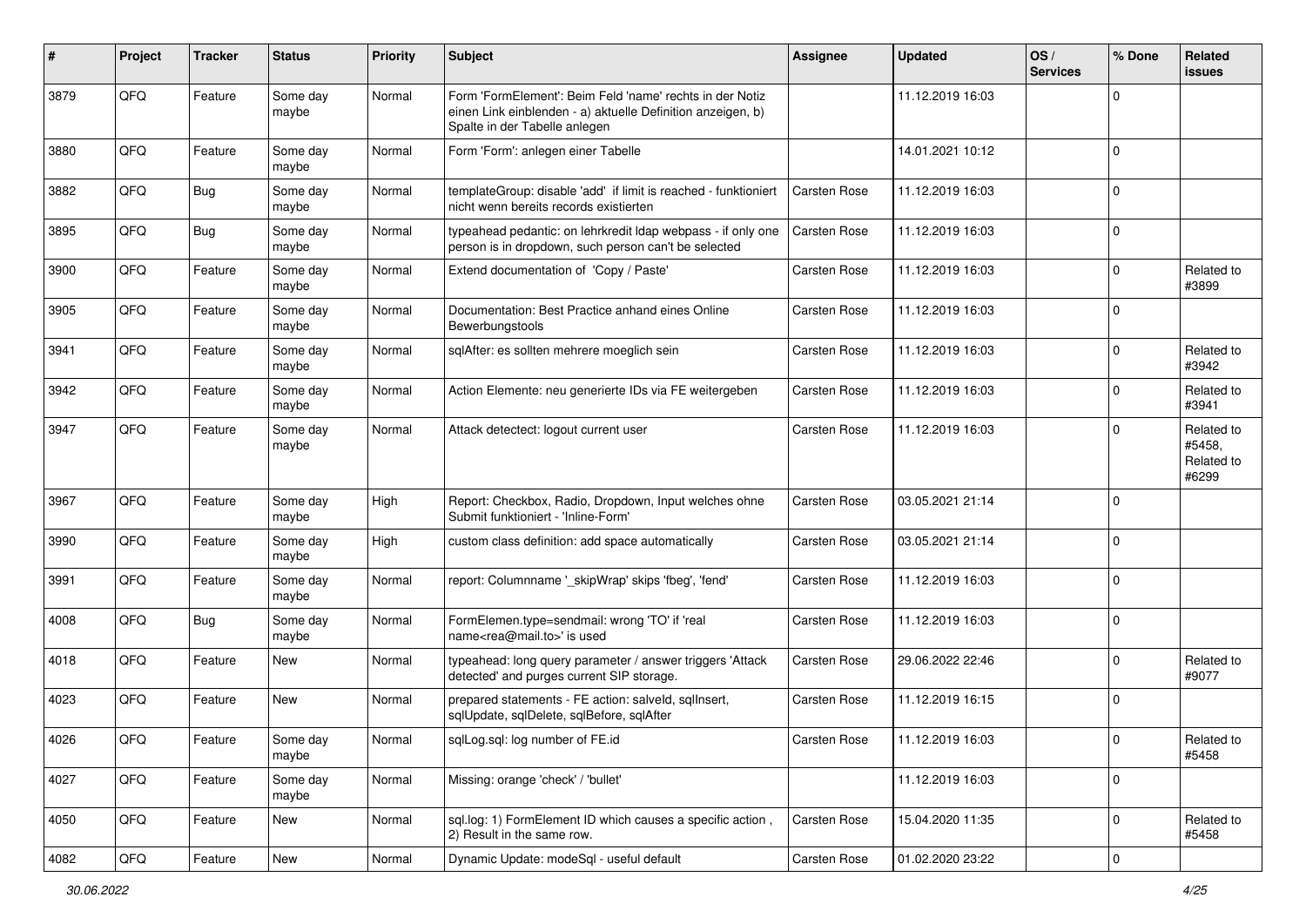| # | Project | Tracker | Status | Priority | Subject | Assignee | Updated | OS / Services | % Done | Related issues |
|---|---|---|---|---|---|---|---|---|---|---|
| 3879 | QFQ | Feature | Some day maybe | Normal | Form 'FormElement': Beim Feld 'name' rechts in der Notiz einen Link einblenden - a) aktuelle Definition anzeigen, b) Spalte in der Tabelle anlegen | | 11.12.2019 16:03 | | 0 | |
| 3880 | QFQ | Feature | Some day maybe | Normal | Form 'Form': anlegen einer Tabelle | | 14.01.2021 10:12 | | 0 | |
| 3882 | QFQ | Bug | Some day maybe | Normal | templateGroup: disable 'add' if limit is reached - funktioniert nicht wenn bereits records existierten | Carsten Rose | 11.12.2019 16:03 | | 0 | |
| 3895 | QFQ | Bug | Some day maybe | Normal | typeahead pedantic: on lehrkredit ldap webpass - if only one person is in dropdown, such person can't be selected | Carsten Rose | 11.12.2019 16:03 | | 0 | |
| 3900 | QFQ | Feature | Some day maybe | Normal | Extend documentation of 'Copy / Paste' | Carsten Rose | 11.12.2019 16:03 | | 0 | Related to #3899 |
| 3905 | QFQ | Feature | Some day maybe | Normal | Documentation: Best Practice anhand eines Online Bewerbungstools | Carsten Rose | 11.12.2019 16:03 | | 0 | |
| 3941 | QFQ | Feature | Some day maybe | Normal | sqlAfter: es sollten mehrere moeglich sein | Carsten Rose | 11.12.2019 16:03 | | 0 | Related to #3942 |
| 3942 | QFQ | Feature | Some day maybe | Normal | Action Elemente: neu generierte IDs via FE weitergeben | Carsten Rose | 11.12.2019 16:03 | | 0 | Related to #3941 |
| 3947 | QFQ | Feature | Some day maybe | Normal | Attack detectect: logout current user | Carsten Rose | 11.12.2019 16:03 | | 0 | Related to #5458, Related to #6299 |
| 3967 | QFQ | Feature | Some day maybe | High | Report: Checkbox, Radio, Dropdown, Input welches ohne Submit funktioniert - 'Inline-Form' | Carsten Rose | 03.05.2021 21:14 | | 0 | |
| 3990 | QFQ | Feature | Some day maybe | High | custom class definition: add space automatically | Carsten Rose | 03.05.2021 21:14 | | 0 | |
| 3991 | QFQ | Feature | Some day maybe | Normal | report: Columnname '_skipWrap' skips 'fbeg', 'fend' | Carsten Rose | 11.12.2019 16:03 | | 0 | |
| 4008 | QFQ | Bug | Some day maybe | Normal | FormElemen.type=sendmail: wrong 'TO' if 'real name<rea@mail.to>' is used | Carsten Rose | 11.12.2019 16:03 | | 0 | |
| 4018 | QFQ | Feature | New | Normal | typeahead: long query parameter / answer triggers 'Attack detected' and purges current SIP storage. | Carsten Rose | 29.06.2022 22:46 | | 0 | Related to #9077 |
| 4023 | QFQ | Feature | New | Normal | prepared statements - FE action: salveId, sqlInsert, sqlUpdate, sqlDelete, sqlBefore, sqlAfter | Carsten Rose | 11.12.2019 16:15 | | 0 | |
| 4026 | QFQ | Feature | Some day maybe | Normal | sqlLog.sql: log number of FE.id | Carsten Rose | 11.12.2019 16:03 | | 0 | Related to #5458 |
| 4027 | QFQ | Feature | Some day maybe | Normal | Missing: orange 'check' / 'bullet' | | 11.12.2019 16:03 | | 0 | |
| 4050 | QFQ | Feature | New | Normal | sql.log: 1) FormElement ID which causes a specific action , 2) Result in the same row. | Carsten Rose | 15.04.2020 11:35 | | 0 | Related to #5458 |
| 4082 | QFQ | Feature | New | Normal | Dynamic Update: modeSql - useful default | Carsten Rose | 01.02.2020 23:22 | | 0 | |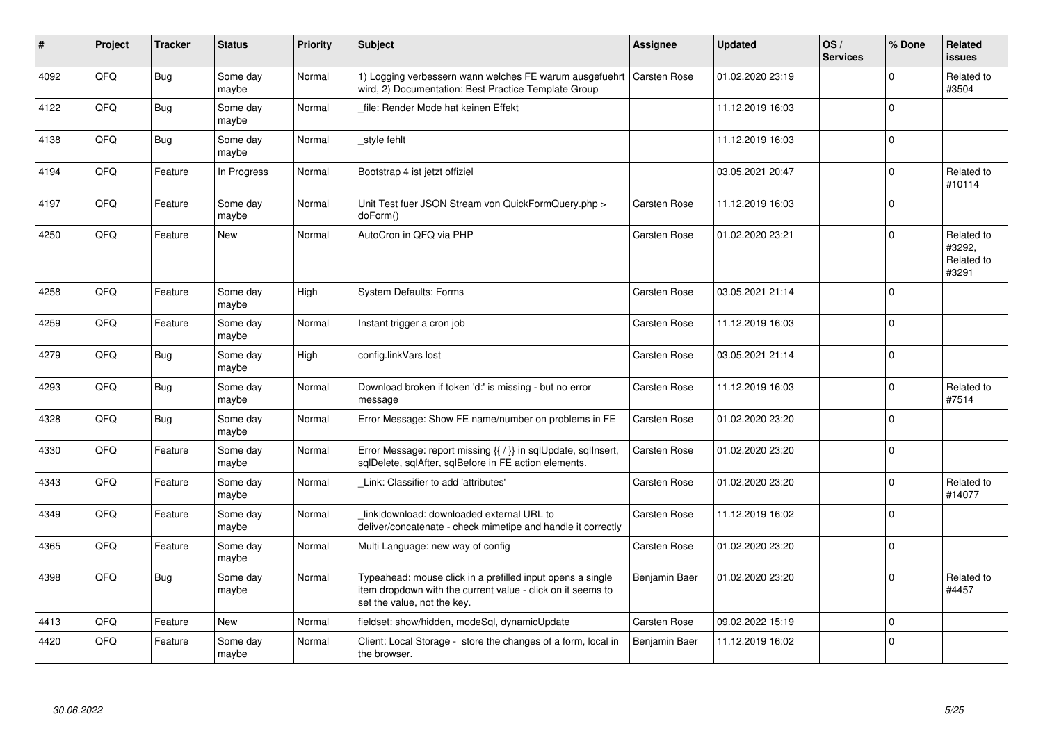| # | Project | Tracker | Status | Priority | Subject | Assignee | Updated | OS / Services | % Done | Related issues |
|---|---|---|---|---|---|---|---|---|---|---|
| 4092 | QFQ | Bug | Some day maybe | Normal | 1) Logging verbessern wann welches FE warum ausgefuehrt wird, 2) Documentation: Best Practice Template Group | Carsten Rose | 01.02.2020 23:19 | | 0 | Related to #3504 |
| 4122 | QFQ | Bug | Some day maybe | Normal | _file: Render Mode hat keinen Effekt | | 11.12.2019 16:03 | | 0 | |
| 4138 | QFQ | Bug | Some day maybe | Normal | _style fehlt | | 11.12.2019 16:03 | | 0 | |
| 4194 | QFQ | Feature | In Progress | Normal | Bootstrap 4 ist jetzt offiziel | | 03.05.2021 20:47 | | 0 | Related to #10114 |
| 4197 | QFQ | Feature | Some day maybe | Normal | Unit Test fuer JSON Stream von QuickFormQuery.php > doForm() | Carsten Rose | 11.12.2019 16:03 | | 0 | |
| 4250 | QFQ | Feature | New | Normal | AutoCron in QFQ via PHP | Carsten Rose | 01.02.2020 23:21 | | 0 | Related to #3292, Related to #3291 |
| 4258 | QFQ | Feature | Some day maybe | High | System Defaults: Forms | Carsten Rose | 03.05.2021 21:14 | | 0 | |
| 4259 | QFQ | Feature | Some day maybe | Normal | Instant trigger a cron job | Carsten Rose | 11.12.2019 16:03 | | 0 | |
| 4279 | QFQ | Bug | Some day maybe | High | config.linkVars lost | Carsten Rose | 03.05.2021 21:14 | | 0 | |
| 4293 | QFQ | Bug | Some day maybe | Normal | Download broken if token 'd:' is missing - but no error message | Carsten Rose | 11.12.2019 16:03 | | 0 | Related to #7514 |
| 4328 | QFQ | Bug | Some day maybe | Normal | Error Message: Show FE name/number on problems in FE | Carsten Rose | 01.02.2020 23:20 | | 0 | |
| 4330 | QFQ | Feature | Some day maybe | Normal | Error Message: report missing {{ / }} in sqlUpdate, sqlInsert, sqlDelete, sqlAfter, sqlBefore in FE action elements. | Carsten Rose | 01.02.2020 23:20 | | 0 | |
| 4343 | QFQ | Feature | Some day maybe | Normal | _Link: Classifier to add 'attributes' | Carsten Rose | 01.02.2020 23:20 | | 0 | Related to #14077 |
| 4349 | QFQ | Feature | Some day maybe | Normal | _link\|download: downloaded external URL to deliver/concatenate - check mimetipe and handle it correctly | Carsten Rose | 11.12.2019 16:02 | | 0 | |
| 4365 | QFQ | Feature | Some day maybe | Normal | Multi Language: new way of config | Carsten Rose | 01.02.2020 23:20 | | 0 | |
| 4398 | QFQ | Bug | Some day maybe | Normal | Typeahead: mouse click in a prefilled input opens a single item dropdown with the current value - click on it seems to set the value, not the key. | Benjamin Baer | 01.02.2020 23:20 | | 0 | Related to #4457 |
| 4413 | QFQ | Feature | New | Normal | fieldset: show/hidden, modeSql, dynamicUpdate | Carsten Rose | 09.02.2022 15:19 | | 0 | |
| 4420 | QFQ | Feature | Some day maybe | Normal | Client: Local Storage - store the changes of a form, local in the browser. | Benjamin Baer | 11.12.2019 16:02 | | 0 | |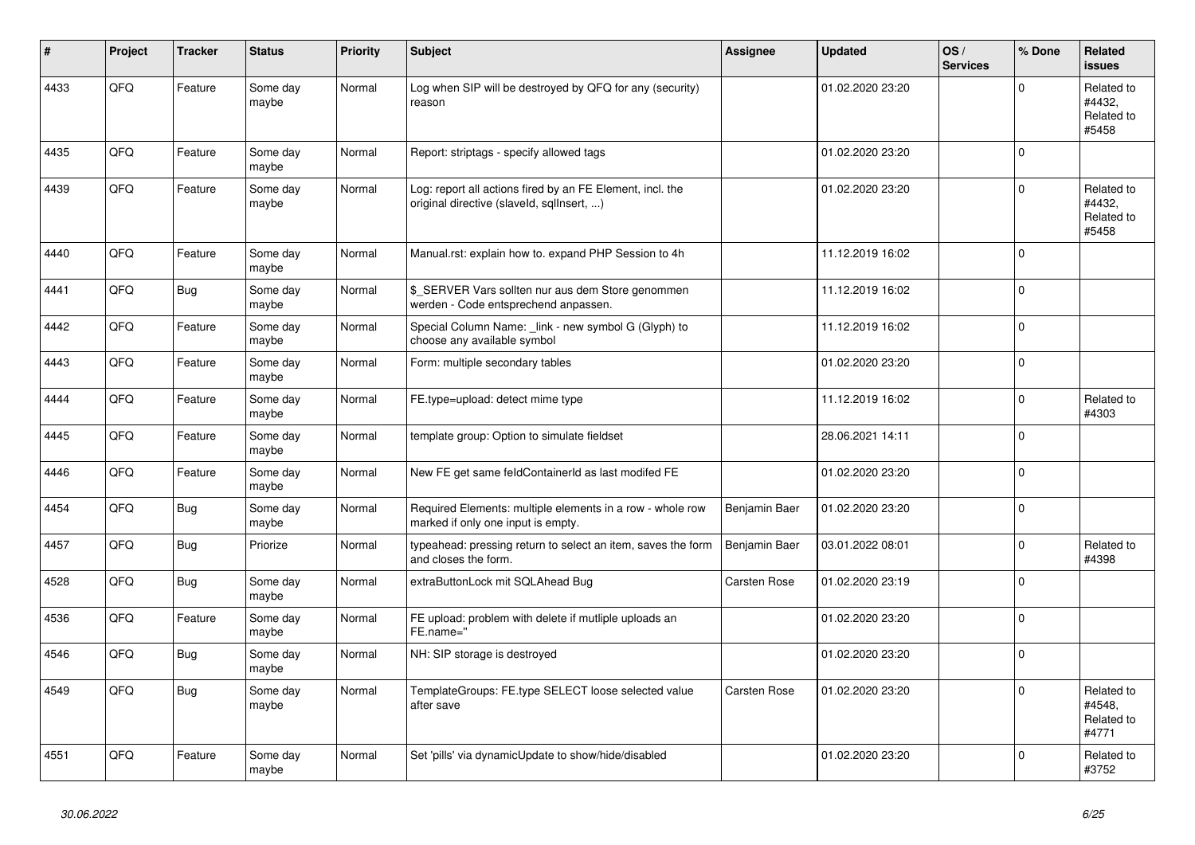| # | Project | Tracker | Status | Priority | Subject | Assignee | Updated | OS / Services | % Done | Related issues |
|---|---|---|---|---|---|---|---|---|---|---|
| 4433 | QFQ | Feature | Some day maybe | Normal | Log when SIP will be destroyed by QFQ for any (security) reason | | 01.02.2020 23:20 | | 0 | Related to #4432, Related to #5458 |
| 4435 | QFQ | Feature | Some day maybe | Normal | Report: striptags - specify allowed tags | | 01.02.2020 23:20 | | 0 | |
| 4439 | QFQ | Feature | Some day maybe | Normal | Log: report all actions fired by an FE Element, incl. the original directive (slaveId, sqlInsert, ...) | | 01.02.2020 23:20 | | 0 | Related to #4432, Related to #5458 |
| 4440 | QFQ | Feature | Some day maybe | Normal | Manual.rst: explain how to. expand PHP Session to 4h | | 11.12.2019 16:02 | | 0 | |
| 4441 | QFQ | Bug | Some day maybe | Normal | $_SERVER Vars sollten nur aus dem Store genommen werden - Code entsprechend anpassen. | | 11.12.2019 16:02 | | 0 | |
| 4442 | QFQ | Feature | Some day maybe | Normal | Special Column Name: _link - new symbol G (Glyph) to choose any available symbol | | 11.12.2019 16:02 | | 0 | |
| 4443 | QFQ | Feature | Some day maybe | Normal | Form: multiple secondary tables | | 01.02.2020 23:20 | | 0 | |
| 4444 | QFQ | Feature | Some day maybe | Normal | FE.type=upload: detect mime type | | 11.12.2019 16:02 | | 0 | Related to #4303 |
| 4445 | QFQ | Feature | Some day maybe | Normal | template group: Option to simulate fieldset | | 28.06.2021 14:11 | | 0 | |
| 4446 | QFQ | Feature | Some day maybe | Normal | New FE get same feldContainerId as last modifed FE | | 01.02.2020 23:20 | | 0 | |
| 4454 | QFQ | Bug | Some day maybe | Normal | Required Elements: multiple elements in a row - whole row marked if only one input is empty. | Benjamin Baer | 01.02.2020 23:20 | | 0 | |
| 4457 | QFQ | Bug | Priorize | Normal | typeahead: pressing return to select an item, saves the form and closes the form. | Benjamin Baer | 03.01.2022 08:01 | | 0 | Related to #4398 |
| 4528 | QFQ | Bug | Some day maybe | Normal | extraButtonLock mit SQLAhead Bug | Carsten Rose | 01.02.2020 23:19 | | 0 | |
| 4536 | QFQ | Feature | Some day maybe | Normal | FE upload: problem with delete if mutliple uploads an FE.name='' | | 01.02.2020 23:20 | | 0 | |
| 4546 | QFQ | Bug | Some day maybe | Normal | NH: SIP storage is destroyed | | 01.02.2020 23:20 | | 0 | |
| 4549 | QFQ | Bug | Some day maybe | Normal | TemplateGroups: FE.type SELECT loose selected value after save | Carsten Rose | 01.02.2020 23:20 | | 0 | Related to #4548, Related to #4771 |
| 4551 | QFQ | Feature | Some day maybe | Normal | Set 'pills' via dynamicUpdate to show/hide/disabled | | 01.02.2020 23:20 | | 0 | Related to #3752 |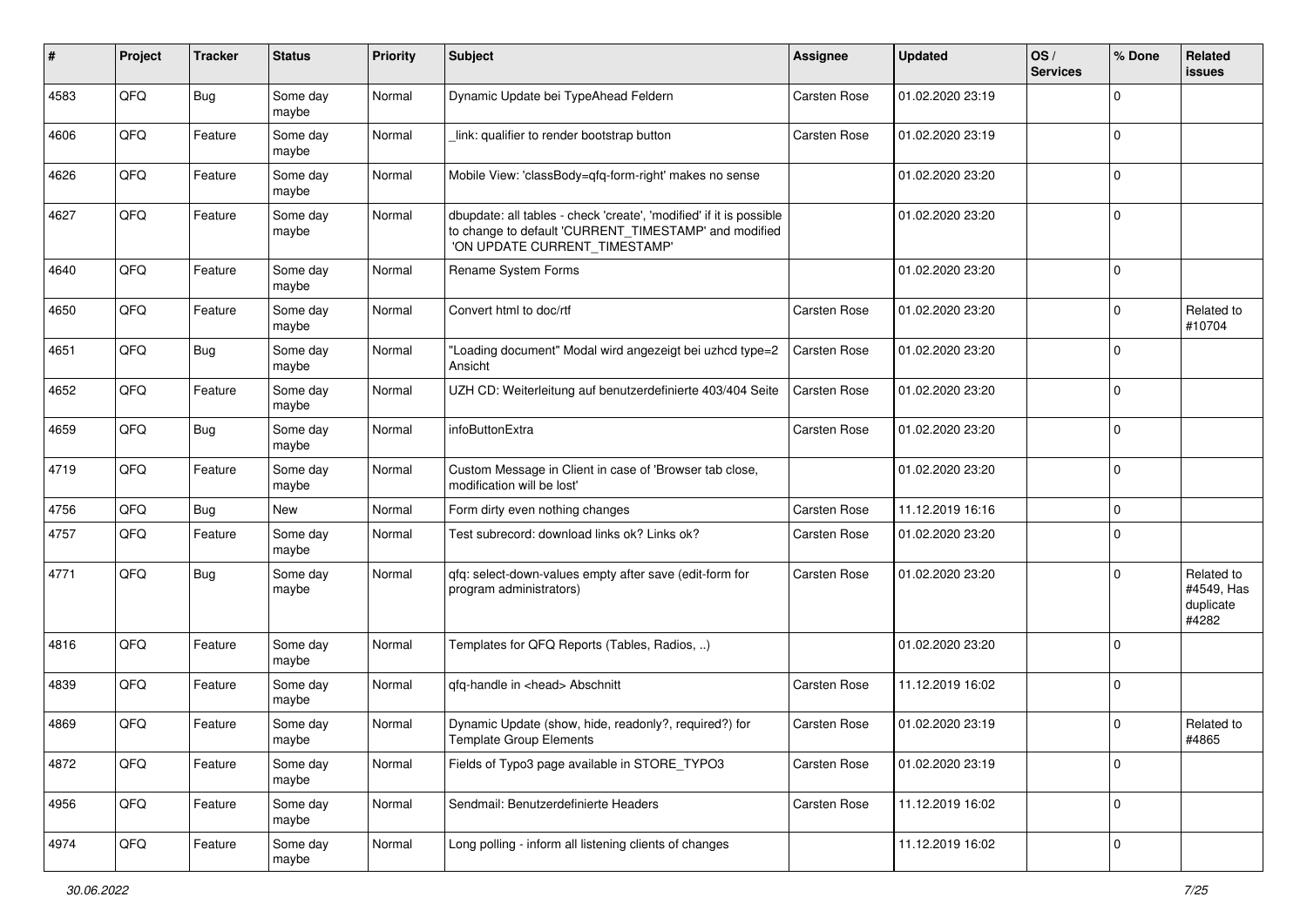| # | Project | Tracker | Status | Priority | Subject | Assignee | Updated | OS / Services | % Done | Related issues |
|---|---|---|---|---|---|---|---|---|---|---|
| 4583 | QFQ | Bug | Some day maybe | Normal | Dynamic Update bei TypeAhead Feldern | Carsten Rose | 01.02.2020 23:19 | | 0 | |
| 4606 | QFQ | Feature | Some day maybe | Normal | _link: qualifier to render bootstrap button | Carsten Rose | 01.02.2020 23:19 | | 0 | |
| 4626 | QFQ | Feature | Some day maybe | Normal | Mobile View: 'classBody=qfq-form-right' makes no sense | | 01.02.2020 23:20 | | 0 | |
| 4627 | QFQ | Feature | Some day maybe | Normal | dbupdate: all tables - check 'create', 'modified' if it is possible to change to default 'CURRENT_TIMESTAMP' and modified 'ON UPDATE CURRENT_TIMESTAMP' | | 01.02.2020 23:20 | | 0 | |
| 4640 | QFQ | Feature | Some day maybe | Normal | Rename System Forms | | 01.02.2020 23:20 | | 0 | |
| 4650 | QFQ | Feature | Some day maybe | Normal | Convert html to doc/rtf | Carsten Rose | 01.02.2020 23:20 | | 0 | Related to #10704 |
| 4651 | QFQ | Bug | Some day maybe | Normal | "Loading document" Modal wird angezeigt bei uzhcd type=2 Ansicht | Carsten Rose | 01.02.2020 23:20 | | 0 | |
| 4652 | QFQ | Feature | Some day maybe | Normal | UZH CD: Weiterleitung auf benutzerdefinierte 403/404 Seite | Carsten Rose | 01.02.2020 23:20 | | 0 | |
| 4659 | QFQ | Bug | Some day maybe | Normal | infoButtonExtra | Carsten Rose | 01.02.2020 23:20 | | 0 | |
| 4719 | QFQ | Feature | Some day maybe | Normal | Custom Message in Client in case of 'Browser tab close, modification will be lost' | | 01.02.2020 23:20 | | 0 | |
| 4756 | QFQ | Bug | New | Normal | Form dirty even nothing changes | Carsten Rose | 11.12.2019 16:16 | | 0 | |
| 4757 | QFQ | Feature | Some day maybe | Normal | Test subrecord: download links ok? Links ok? | Carsten Rose | 01.02.2020 23:20 | | 0 | |
| 4771 | QFQ | Bug | Some day maybe | Normal | qfq: select-down-values empty after save (edit-form for program administrators) | Carsten Rose | 01.02.2020 23:20 | | 0 | Related to #4549, Has duplicate #4282 |
| 4816 | QFQ | Feature | Some day maybe | Normal | Templates for QFQ Reports (Tables, Radios, ..) | | 01.02.2020 23:20 | | 0 | |
| 4839 | QFQ | Feature | Some day maybe | Normal | qfq-handle in <head> Abschnitt | Carsten Rose | 11.12.2019 16:02 | | 0 | |
| 4869 | QFQ | Feature | Some day maybe | Normal | Dynamic Update (show, hide, readonly?, required?) for Template Group Elements | Carsten Rose | 01.02.2020 23:19 | | 0 | Related to #4865 |
| 4872 | QFQ | Feature | Some day maybe | Normal | Fields of Typo3 page available in STORE_TYPO3 | Carsten Rose | 01.02.2020 23:19 | | 0 | |
| 4956 | QFQ | Feature | Some day maybe | Normal | Sendmail: Benutzerdefinierte Headers | Carsten Rose | 11.12.2019 16:02 | | 0 | |
| 4974 | QFQ | Feature | Some day maybe | Normal | Long polling - inform all listening clients of changes | | 11.12.2019 16:02 | | 0 | |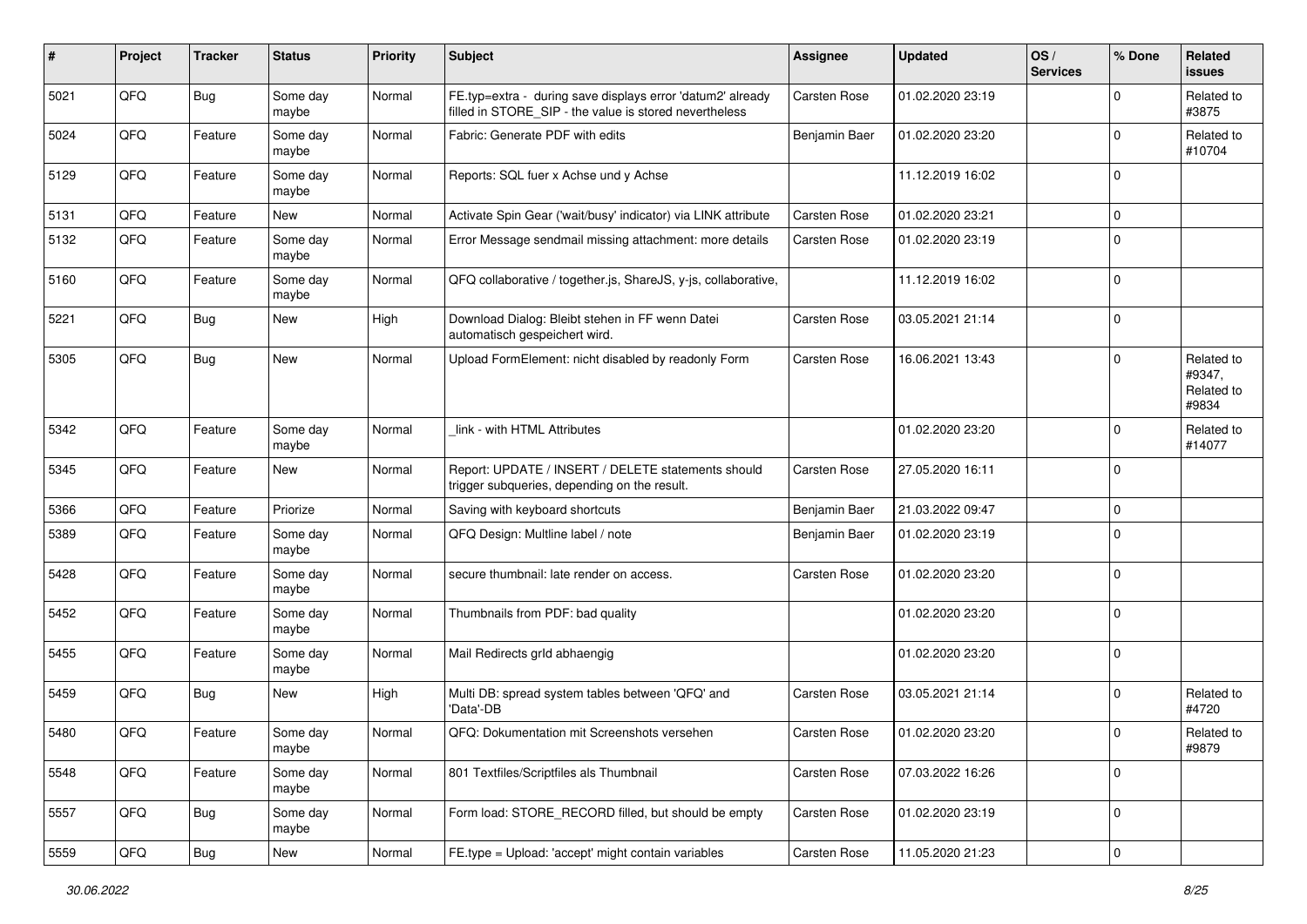| # | Project | Tracker | Status | Priority | Subject | Assignee | Updated | OS / Services | % Done | Related issues |
|---|---|---|---|---|---|---|---|---|---|---|
| 5021 | QFQ | Bug | Some day maybe | Normal | FE.typ=extra - during save displays error 'datum2' already filled in STORE_SIP - the value is stored nevertheless | Carsten Rose | 01.02.2020 23:19 | | 0 | Related to #3875 |
| 5024 | QFQ | Feature | Some day maybe | Normal | Fabric: Generate PDF with edits | Benjamin Baer | 01.02.2020 23:20 | | 0 | Related to #10704 |
| 5129 | QFQ | Feature | Some day maybe | Normal | Reports: SQL fuer x Achse und y Achse | | 11.12.2019 16:02 | | 0 | |
| 5131 | QFQ | Feature | New | Normal | Activate Spin Gear ('wait/busy' indicator) via LINK attribute | Carsten Rose | 01.02.2020 23:21 | | 0 | |
| 5132 | QFQ | Feature | Some day maybe | Normal | Error Message sendmail missing attachment: more details | Carsten Rose | 01.02.2020 23:19 | | 0 | |
| 5160 | QFQ | Feature | Some day maybe | Normal | QFQ collaborative / together.js, ShareJS, y-js, collaborative, | | 11.12.2019 16:02 | | 0 | |
| 5221 | QFQ | Bug | New | High | Download Dialog: Bleibt stehen in FF wenn Datei automatisch gespeichert wird. | Carsten Rose | 03.05.2021 21:14 | | 0 | |
| 5305 | QFQ | Bug | New | Normal | Upload FormElement: nicht disabled by readonly Form | Carsten Rose | 16.06.2021 13:43 | | 0 | Related to #9347, Related to #9834 |
| 5342 | QFQ | Feature | Some day maybe | Normal | _link - with HTML Attributes | | 01.02.2020 23:20 | | 0 | Related to #14077 |
| 5345 | QFQ | Feature | New | Normal | Report: UPDATE / INSERT / DELETE statements should trigger subqueries, depending on the result. | Carsten Rose | 27.05.2020 16:11 | | 0 | |
| 5366 | QFQ | Feature | Priorize | Normal | Saving with keyboard shortcuts | Benjamin Baer | 21.03.2022 09:47 | | 0 | |
| 5389 | QFQ | Feature | Some day maybe | Normal | QFQ Design: Multline label / note | Benjamin Baer | 01.02.2020 23:19 | | 0 | |
| 5428 | QFQ | Feature | Some day maybe | Normal | secure thumbnail: late render on access. | Carsten Rose | 01.02.2020 23:20 | | 0 | |
| 5452 | QFQ | Feature | Some day maybe | Normal | Thumbnails from PDF: bad quality | | 01.02.2020 23:20 | | 0 | |
| 5455 | QFQ | Feature | Some day maybe | Normal | Mail Redirects grId abhaengig | | 01.02.2020 23:20 | | 0 | |
| 5459 | QFQ | Bug | New | High | Multi DB: spread system tables between 'QFQ' and 'Data'-DB | Carsten Rose | 03.05.2021 21:14 | | 0 | Related to #4720 |
| 5480 | QFQ | Feature | Some day maybe | Normal | QFQ: Dokumentation mit Screenshots versehen | Carsten Rose | 01.02.2020 23:20 | | 0 | Related to #9879 |
| 5548 | QFQ | Feature | Some day maybe | Normal | 801 Textfiles/Scriptfiles als Thumbnail | Carsten Rose | 07.03.2022 16:26 | | 0 | |
| 5557 | QFQ | Bug | Some day maybe | Normal | Form load: STORE_RECORD filled, but should be empty | Carsten Rose | 01.02.2020 23:19 | | 0 | |
| 5559 | QFQ | Bug | New | Normal | FE.type = Upload: 'accept' might contain variables | Carsten Rose | 11.05.2020 21:23 | | 0 | |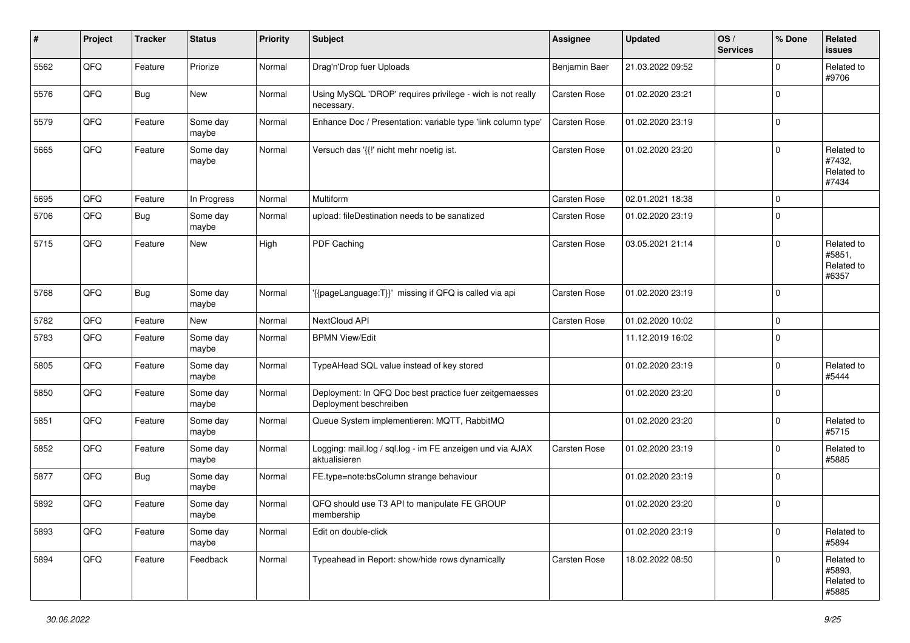| # | Project | Tracker | Status | Priority | Subject | Assignee | Updated | OS / Services | % Done | Related issues |
|---|---|---|---|---|---|---|---|---|---|---|
| 5562 | QFQ | Feature | Priorize | Normal | Drag'n'Drop fuer Uploads | Benjamin Baer | 21.03.2022 09:52 | | 0 | Related to #9706 |
| 5576 | QFQ | Bug | New | Normal | Using MySQL 'DROP' requires privilege - wich is not really necessary. | Carsten Rose | 01.02.2020 23:21 | | 0 | |
| 5579 | QFQ | Feature | Some day maybe | Normal | Enhance Doc / Presentation: variable type 'link column type' | Carsten Rose | 01.02.2020 23:19 | | 0 | |
| 5665 | QFQ | Feature | Some day maybe | Normal | Versuch das '{{!' nicht mehr noetig ist. | Carsten Rose | 01.02.2020 23:20 | | 0 | Related to #7432, Related to #7434 |
| 5695 | QFQ | Feature | In Progress | Normal | Multiform | Carsten Rose | 02.01.2021 18:38 | | 0 | |
| 5706 | QFQ | Bug | Some day maybe | Normal | upload: fileDestination needs to be sanatized | Carsten Rose | 01.02.2020 23:19 | | 0 | |
| 5715 | QFQ | Feature | New | High | PDF Caching | Carsten Rose | 03.05.2021 21:14 | | 0 | Related to #5851, Related to #6357 |
| 5768 | QFQ | Bug | Some day maybe | Normal | '{{pageLanguage:T}}' missing if QFQ is called via api | Carsten Rose | 01.02.2020 23:19 | | 0 | |
| 5782 | QFQ | Feature | New | Normal | NextCloud API | Carsten Rose | 01.02.2020 10:02 | | 0 | |
| 5783 | QFQ | Feature | Some day maybe | Normal | BPMN View/Edit | | 11.12.2019 16:02 | | 0 | |
| 5805 | QFQ | Feature | Some day maybe | Normal | TypeAHead SQL value instead of key stored | | 01.02.2020 23:19 | | 0 | Related to #5444 |
| 5850 | QFQ | Feature | Some day maybe | Normal | Deployment: In QFQ Doc best practice fuer zeitgemaesses Deployment beschreiben | | 01.02.2020 23:20 | | 0 | |
| 5851 | QFQ | Feature | Some day maybe | Normal | Queue System implementieren: MQTT, RabbitMQ | | 01.02.2020 23:20 | | 0 | Related to #5715 |
| 5852 | QFQ | Feature | Some day maybe | Normal | Logging: mail.log / sql.log - im FE anzeigen und via AJAX aktualisieren | Carsten Rose | 01.02.2020 23:19 | | 0 | Related to #5885 |
| 5877 | QFQ | Bug | Some day maybe | Normal | FE.type=note:bsColumn strange behaviour | | 01.02.2020 23:19 | | 0 | |
| 5892 | QFQ | Feature | Some day maybe | Normal | QFQ should use T3 API to manipulate FE GROUP membership | | 01.02.2020 23:20 | | 0 | |
| 5893 | QFQ | Feature | Some day maybe | Normal | Edit on double-click | | 01.02.2020 23:19 | | 0 | Related to #5894 |
| 5894 | QFQ | Feature | Feedback | Normal | Typeahead in Report: show/hide rows dynamically | Carsten Rose | 18.02.2022 08:50 | | 0 | Related to #5893, Related to #5885 |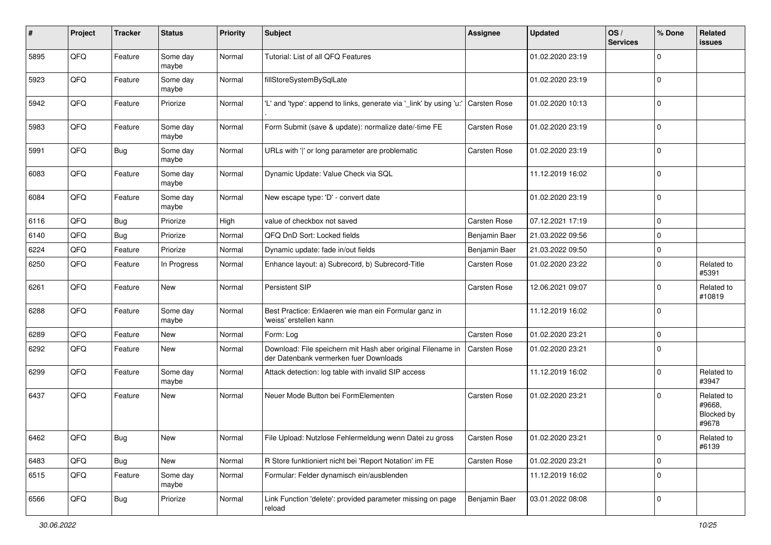| # | Project | Tracker | Status | Priority | Subject | Assignee | Updated | OS / Services | % Done | Related issues |
|---|---|---|---|---|---|---|---|---|---|---|
| 5895 | QFQ | Feature | Some day maybe | Normal | Tutorial: List of all QFQ Features | | 01.02.2020 23:19 | | 0 | |
| 5923 | QFQ | Feature | Some day maybe | Normal | fillStoreSystemBySqlLate | | 01.02.2020 23:19 | | 0 | |
| 5942 | QFQ | Feature | Priorize | Normal | 'L' and 'type': append to links, generate via '_link' by using 'u:' . | Carsten Rose | 01.02.2020 10:13 | | 0 | |
| 5983 | QFQ | Feature | Some day maybe | Normal | Form Submit (save & update): normalize date/-time FE | Carsten Rose | 01.02.2020 23:19 | | 0 | |
| 5991 | QFQ | Bug | Some day maybe | Normal | URLs with ' ' or long parameter are problematic | Carsten Rose | 01.02.2020 23:19 | | 0 | |
| 6083 | QFQ | Feature | Some day maybe | Normal | Dynamic Update: Value Check via SQL | | 11.12.2019 16:02 | | 0 | |
| 6084 | QFQ | Feature | Some day maybe | Normal | New escape type: 'D' - convert date | | 01.02.2020 23:19 | | 0 | |
| 6116 | QFQ | Bug | Priorize | High | value of checkbox not saved | Carsten Rose | 07.12.2021 17:19 | | 0 | |
| 6140 | QFQ | Bug | Priorize | Normal | QFQ DnD Sort: Locked fields | Benjamin Baer | 21.03.2022 09:56 | | 0 | |
| 6224 | QFQ | Feature | Priorize | Normal | Dynamic update: fade in/out fields | Benjamin Baer | 21.03.2022 09:50 | | 0 | |
| 6250 | QFQ | Feature | In Progress | Normal | Enhance layout: a) Subrecord, b) Subrecord-Title | Carsten Rose | 01.02.2020 23:22 | | 0 | Related to #5391 |
| 6261 | QFQ | Feature | New | Normal | Persistent SIP | Carsten Rose | 12.06.2021 09:07 | | 0 | Related to #10819 |
| 6288 | QFQ | Feature | Some day maybe | Normal | Best Practice: Erklaeren wie man ein Formular ganz in 'weiss' erstellen kann | | 11.12.2019 16:02 | | 0 | |
| 6289 | QFQ | Feature | New | Normal | Form: Log | Carsten Rose | 01.02.2020 23:21 | | 0 | |
| 6292 | QFQ | Feature | New | Normal | Download: File speichern mit Hash aber original Filename in der Datenbank vermerken fuer Downloads | Carsten Rose | 01.02.2020 23:21 | | 0 | |
| 6299 | QFQ | Feature | Some day maybe | Normal | Attack detection: log table with invalid SIP access | | 11.12.2019 16:02 | | 0 | Related to #3947 |
| 6437 | QFQ | Feature | New | Normal | Neuer Mode Button bei FormElementen | Carsten Rose | 01.02.2020 23:21 | | 0 | Related to #9668, Blocked by #9678 |
| 6462 | QFQ | Bug | New | Normal | File Upload: Nutzlose Fehlermeldung wenn Datei zu gross | Carsten Rose | 01.02.2020 23:21 | | 0 | Related to #6139 |
| 6483 | QFQ | Bug | New | Normal | R Store funktioniert nicht bei 'Report Notation' im FE | Carsten Rose | 01.02.2020 23:21 | | 0 | |
| 6515 | QFQ | Feature | Some day maybe | Normal | Formular: Felder dynamisch ein/ausblenden | | 11.12.2019 16:02 | | 0 | |
| 6566 | QFQ | Bug | Priorize | Normal | Link Function 'delete': provided parameter missing on page reload | Benjamin Baer | 03.01.2022 08:08 | | 0 | |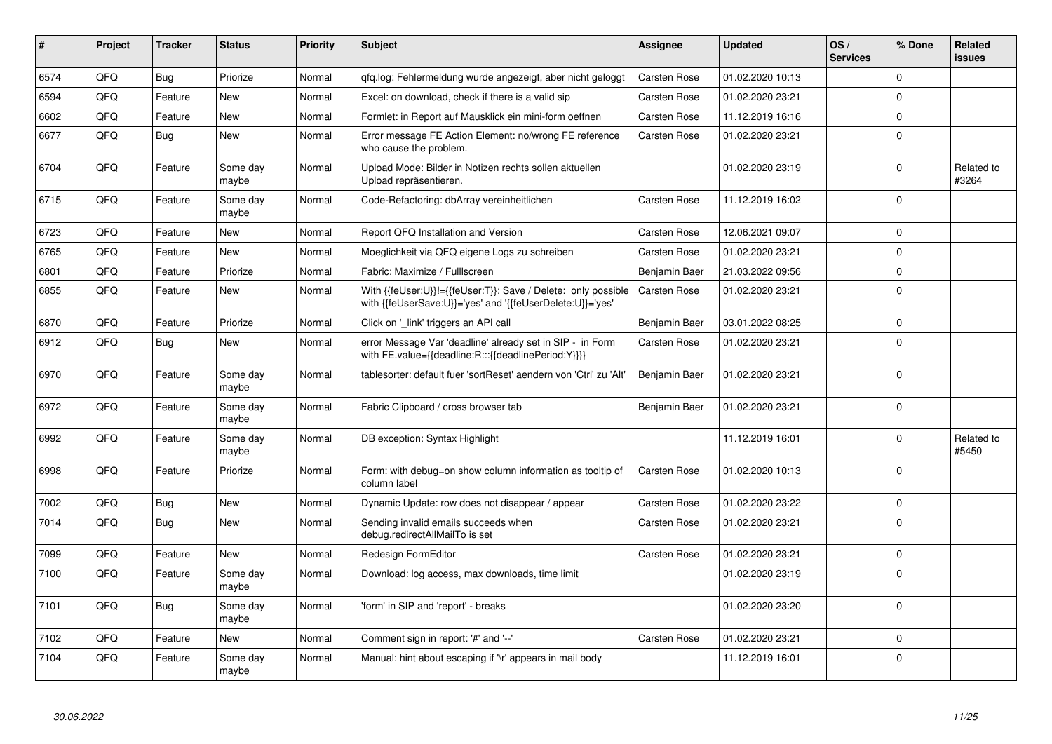| # | Project | Tracker | Status | Priority | Subject | Assignee | Updated | OS / Services | % Done | Related issues |
|---|---|---|---|---|---|---|---|---|---|---|
| 6574 | QFQ | Bug | Priorize | Normal | qfq.log: Fehlermeldung wurde angezeigt, aber nicht geloggt | Carsten Rose | 01.02.2020 10:13 | | 0 | |
| 6594 | QFQ | Feature | New | Normal | Excel: on download, check if there is a valid sip | Carsten Rose | 01.02.2020 23:21 | | 0 | |
| 6602 | QFQ | Feature | New | Normal | Formlet: in Report auf Mausklick ein mini-form oeffnen | Carsten Rose | 11.12.2019 16:16 | | 0 | |
| 6677 | QFQ | Bug | New | Normal | Error message FE Action Element: no/wrong FE reference who cause the problem. | Carsten Rose | 01.02.2020 23:21 | | 0 | |
| 6704 | QFQ | Feature | Some day maybe | Normal | Upload Mode: Bilder in Notizen rechts sollen aktuellen Upload repräsentieren. | | 01.02.2020 23:19 | | 0 | Related to #3264 |
| 6715 | QFQ | Feature | Some day maybe | Normal | Code-Refactoring: dbArray vereinheitlichen | Carsten Rose | 11.12.2019 16:02 | | 0 | |
| 6723 | QFQ | Feature | New | Normal | Report QFQ Installation and Version | Carsten Rose | 12.06.2021 09:07 | | 0 | |
| 6765 | QFQ | Feature | New | Normal | Moeglichkeit via QFQ eigene Logs zu schreiben | Carsten Rose | 01.02.2020 23:21 | | 0 | |
| 6801 | QFQ | Feature | Priorize | Normal | Fabric: Maximize / Fulllscreen | Benjamin Baer | 21.03.2022 09:56 | | 0 | |
| 6855 | QFQ | Feature | New | Normal | With {{feUser:U}}!={{feUser:T}}: Save / Delete: only possible with {{feUserSave:U}}='yes' and '{{feUserDelete:U}}='yes' | Carsten Rose | 01.02.2020 23:21 | | 0 | |
| 6870 | QFQ | Feature | Priorize | Normal | Click on '_link' triggers an API call | Benjamin Baer | 03.01.2022 08:25 | | 0 | |
| 6912 | QFQ | Bug | New | Normal | error Message Var 'deadline' already set in SIP - in Form with FE.value={{deadline:R:::{{deadlinePeriod:Y}}}} | Carsten Rose | 01.02.2020 23:21 | | 0 | |
| 6970 | QFQ | Feature | Some day maybe | Normal | tablesorter: default fuer 'sortReset' aendern von 'Ctrl' zu 'Alt' | Benjamin Baer | 01.02.2020 23:21 | | 0 | |
| 6972 | QFQ | Feature | Some day maybe | Normal | Fabric Clipboard / cross browser tab | Benjamin Baer | 01.02.2020 23:21 | | 0 | |
| 6992 | QFQ | Feature | Some day maybe | Normal | DB exception: Syntax Highlight | | 11.12.2019 16:01 | | 0 | Related to #5450 |
| 6998 | QFQ | Feature | Priorize | Normal | Form: with debug=on show column information as tooltip of column label | Carsten Rose | 01.02.2020 10:13 | | 0 | |
| 7002 | QFQ | Bug | New | Normal | Dynamic Update: row does not disappear / appear | Carsten Rose | 01.02.2020 23:22 | | 0 | |
| 7014 | QFQ | Bug | New | Normal | Sending invalid emails succeeds when debug.redirectAllMailTo is set | Carsten Rose | 01.02.2020 23:21 | | 0 | |
| 7099 | QFQ | Feature | New | Normal | Redesign FormEditor | Carsten Rose | 01.02.2020 23:21 | | 0 | |
| 7100 | QFQ | Feature | Some day maybe | Normal | Download: log access, max downloads, time limit | | 01.02.2020 23:19 | | 0 | |
| 7101 | QFQ | Bug | Some day maybe | Normal | 'form' in SIP and 'report' - breaks | | 01.02.2020 23:20 | | 0 | |
| 7102 | QFQ | Feature | New | Normal | Comment sign in report: '#' and '--' | Carsten Rose | 01.02.2020 23:21 | | 0 | |
| 7104 | QFQ | Feature | Some day maybe | Normal | Manual: hint about escaping if '\r' appears in mail body | | 11.12.2019 16:01 | | 0 | |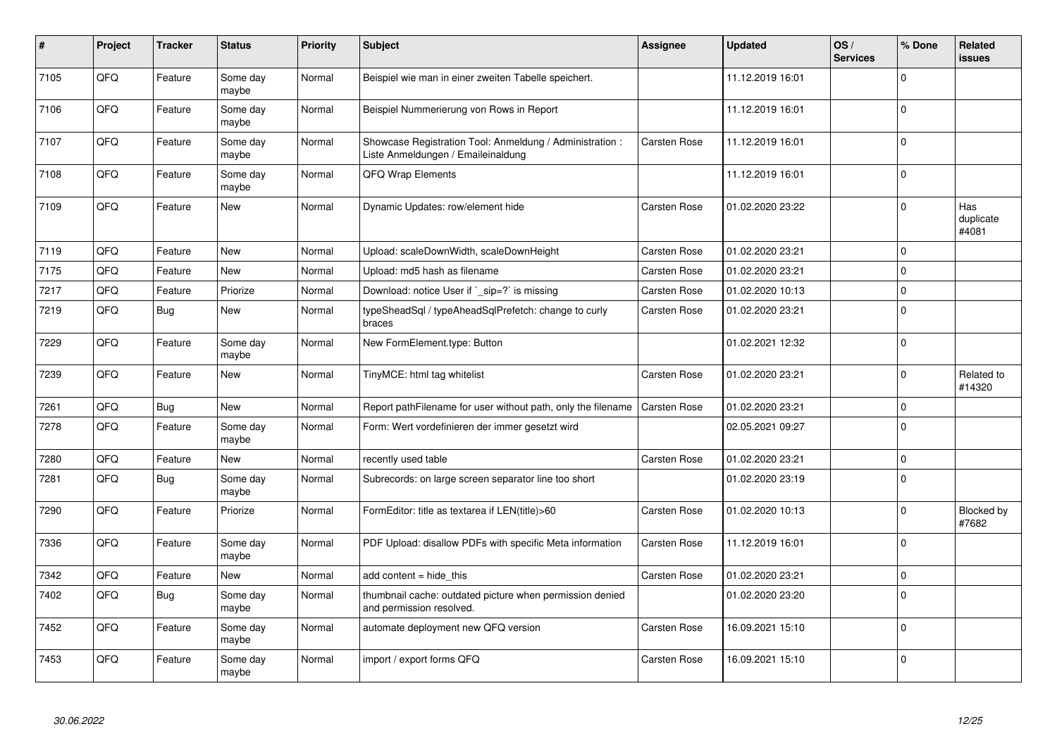| # | Project | Tracker | Status | Priority | Subject | Assignee | Updated | OS / Services | % Done | Related issues |
|---|---|---|---|---|---|---|---|---|---|---|
| 7105 | QFQ | Feature | Some day maybe | Normal | Beispiel wie man in einer zweiten Tabelle speichert. | | 11.12.2019 16:01 | | 0 | |
| 7106 | QFQ | Feature | Some day maybe | Normal | Beispiel Nummerierung von Rows in Report | | 11.12.2019 16:01 | | 0 | |
| 7107 | QFQ | Feature | Some day maybe | Normal | Showcase Registration Tool: Anmeldung / Administration : Liste Anmeldungen / Emaileinaldung | Carsten Rose | 11.12.2019 16:01 | | 0 | |
| 7108 | QFQ | Feature | Some day maybe | Normal | QFQ Wrap Elements | | 11.12.2019 16:01 | | 0 | |
| 7109 | QFQ | Feature | New | Normal | Dynamic Updates: row/element hide | Carsten Rose | 01.02.2020 23:22 | | 0 | Has duplicate #4081 |
| 7119 | QFQ | Feature | New | Normal | Upload: scaleDownWidth, scaleDownHeight | Carsten Rose | 01.02.2020 23:21 | | 0 | |
| 7175 | QFQ | Feature | New | Normal | Upload: md5 hash as filename | Carsten Rose | 01.02.2020 23:21 | | 0 | |
| 7217 | QFQ | Feature | Priorize | Normal | Download: notice User if `_sip=?` is missing | Carsten Rose | 01.02.2020 10:13 | | 0 | |
| 7219 | QFQ | Bug | New | Normal | typeSheadSql / typeAheadSqlPrefetch: change to curly braces | Carsten Rose | 01.02.2020 23:21 | | 0 | |
| 7229 | QFQ | Feature | Some day maybe | Normal | New FormElement.type: Button | | 01.02.2021 12:32 | | 0 | |
| 7239 | QFQ | Feature | New | Normal | TinyMCE: html tag whitelist | Carsten Rose | 01.02.2020 23:21 | | 0 | Related to #14320 |
| 7261 | QFQ | Bug | New | Normal | Report pathFilename for user without path, only the filename | Carsten Rose | 01.02.2020 23:21 | | 0 | |
| 7278 | QFQ | Feature | Some day maybe | Normal | Form: Wert vordefinieren der immer gesetzt wird | | 02.05.2021 09:27 | | 0 | |
| 7280 | QFQ | Feature | New | Normal | recently used table | Carsten Rose | 01.02.2020 23:21 | | 0 | |
| 7281 | QFQ | Bug | Some day maybe | Normal | Subrecords: on large screen separator line too short | | 01.02.2020 23:19 | | 0 | |
| 7290 | QFQ | Feature | Priorize | Normal | FormEditor: title as textarea if LEN(title)>60 | Carsten Rose | 01.02.2020 10:13 | | 0 | Blocked by #7682 |
| 7336 | QFQ | Feature | Some day maybe | Normal | PDF Upload: disallow PDFs with specific Meta information | Carsten Rose | 11.12.2019 16:01 | | 0 | |
| 7342 | QFQ | Feature | New | Normal | add content = hide_this | Carsten Rose | 01.02.2020 23:21 | | 0 | |
| 7402 | QFQ | Bug | Some day maybe | Normal | thumbnail cache: outdated picture when permission denied and permission resolved. | | 01.02.2020 23:20 | | 0 | |
| 7452 | QFQ | Feature | Some day maybe | Normal | automate deployment new QFQ version | Carsten Rose | 16.09.2021 15:10 | | 0 | |
| 7453 | QFQ | Feature | Some day maybe | Normal | import / export forms QFQ | Carsten Rose | 16.09.2021 15:10 | | 0 | |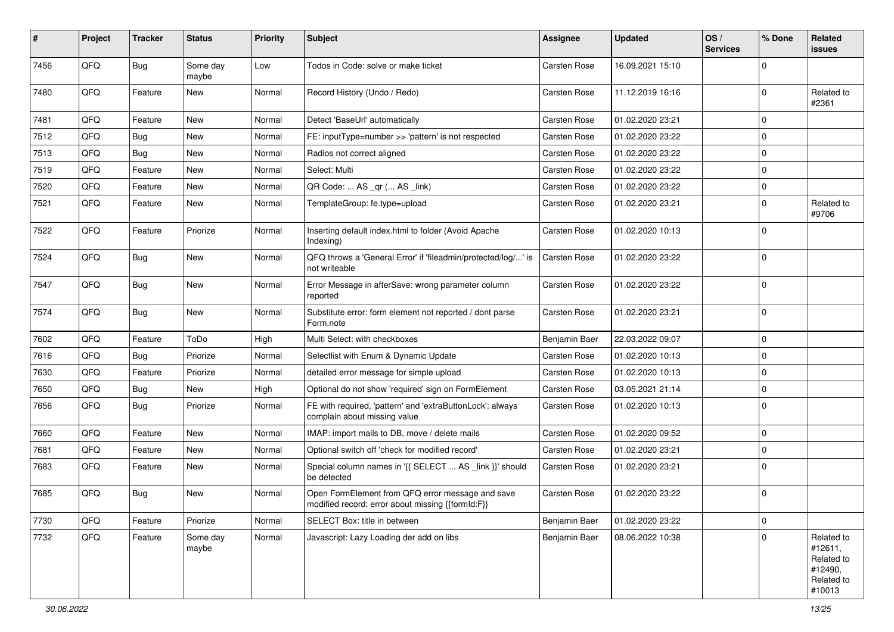| # | Project | Tracker | Status | Priority | Subject | Assignee | Updated | OS / Services | % Done | Related issues |
|---|---|---|---|---|---|---|---|---|---|---|
| 7456 | QFQ | Bug | Some day maybe | Low | Todos in Code: solve or make ticket | Carsten Rose | 16.09.2021 15:10 | | 0 | |
| 7480 | QFQ | Feature | New | Normal | Record History (Undo / Redo) | Carsten Rose | 11.12.2019 16:16 | | 0 | Related to #2361 |
| 7481 | QFQ | Feature | New | Normal | Detect 'BaseUrl' automatically | Carsten Rose | 01.02.2020 23:21 | | 0 | |
| 7512 | QFQ | Bug | New | Normal | FE: inputType=number >> 'pattern' is not respected | Carsten Rose | 01.02.2020 23:22 | | 0 | |
| 7513 | QFQ | Bug | New | Normal | Radios not correct aligned | Carsten Rose | 01.02.2020 23:22 | | 0 | |
| 7519 | QFQ | Feature | New | Normal | Select: Multi | Carsten Rose | 01.02.2020 23:22 | | 0 | |
| 7520 | QFQ | Feature | New | Normal | QR Code: ... AS _qr (... AS _link) | Carsten Rose | 01.02.2020 23:22 | | 0 | |
| 7521 | QFQ | Feature | New | Normal | TemplateGroup: fe.type=upload | Carsten Rose | 01.02.2020 23:21 | | 0 | Related to #9706 |
| 7522 | QFQ | Feature | Priorize | Normal | Inserting default index.html to folder (Avoid Apache Indexing) | Carsten Rose | 01.02.2020 10:13 | | 0 | |
| 7524 | QFQ | Bug | New | Normal | QFQ throws a 'General Error' if 'fileadmin/protected/log/...' is not writeable | Carsten Rose | 01.02.2020 23:22 | | 0 | |
| 7547 | QFQ | Bug | New | Normal | Error Message in afterSave: wrong parameter column reported | Carsten Rose | 01.02.2020 23:22 | | 0 | |
| 7574 | QFQ | Bug | New | Normal | Substitute error: form element not reported / dont parse Form.note | Carsten Rose | 01.02.2020 23:21 | | 0 | |
| 7602 | QFQ | Feature | ToDo | High | Multi Select: with checkboxes | Benjamin Baer | 22.03.2022 09:07 | | 0 | |
| 7616 | QFQ | Bug | Priorize | Normal | Selectlist with Enum & Dynamic Update | Carsten Rose | 01.02.2020 10:13 | | 0 | |
| 7630 | QFQ | Feature | Priorize | Normal | detailed error message for simple upload | Carsten Rose | 01.02.2020 10:13 | | 0 | |
| 7650 | QFQ | Bug | New | High | Optional do not show 'required' sign on FormElement | Carsten Rose | 03.05.2021 21:14 | | 0 | |
| 7656 | QFQ | Bug | Priorize | Normal | FE with required, 'pattern' and 'extraButtonLock': always complain about missing value | Carsten Rose | 01.02.2020 10:13 | | 0 | |
| 7660 | QFQ | Feature | New | Normal | IMAP: import mails to DB, move / delete mails | Carsten Rose | 01.02.2020 09:52 | | 0 | |
| 7681 | QFQ | Feature | New | Normal | Optional switch off 'check for modified record' | Carsten Rose | 01.02.2020 23:21 | | 0 | |
| 7683 | QFQ | Feature | New | Normal | Special column names in '{{ SELECT ... AS _link }}' should be detected | Carsten Rose | 01.02.2020 23:21 | | 0 | |
| 7685 | QFQ | Bug | New | Normal | Open FormElement from QFQ error message and save modified record: error about missing {{formId:F}} | Carsten Rose | 01.02.2020 23:22 | | 0 | |
| 7730 | QFQ | Feature | Priorize | Normal | SELECT Box: title in between | Benjamin Baer | 01.02.2020 23:22 | | 0 | |
| 7732 | QFQ | Feature | Some day maybe | Normal | Javascript: Lazy Loading der add on libs | Benjamin Baer | 08.06.2022 10:38 | | 0 | Related to #12611, Related to #12490, Related to #10013 |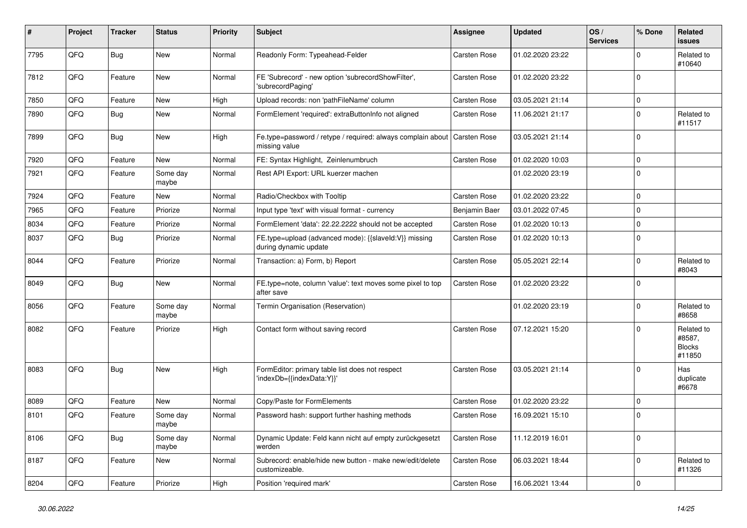| # | Project | Tracker | Status | Priority | Subject | Assignee | Updated | OS / Services | % Done | Related issues |
|---|---|---|---|---|---|---|---|---|---|---|
| 7795 | QFQ | Bug | New | Normal | Readonly Form: Typeahead-Felder | Carsten Rose | 01.02.2020 23:22 | | 0 | Related to #10640 |
| 7812 | QFQ | Feature | New | Normal | FE 'Subrecord' - new option 'subrecordShowFilter', 'subrecordPaging' | Carsten Rose | 01.02.2020 23:22 | | 0 | |
| 7850 | QFQ | Feature | New | High | Upload records: non 'pathFileName' column | Carsten Rose | 03.05.2021 21:14 | | 0 | |
| 7890 | QFQ | Bug | New | Normal | FormElement 'required': extraButtonInfo not aligned | Carsten Rose | 11.06.2021 21:17 | | 0 | Related to #11517 |
| 7899 | QFQ | Bug | New | High | Fe.type=password / retype / required: always complain about missing value | Carsten Rose | 03.05.2021 21:14 | | 0 | |
| 7920 | QFQ | Feature | New | Normal | FE: Syntax Highlight, Zeilenumbruch | Carsten Rose | 01.02.2020 10:03 | | 0 | |
| 7921 | QFQ | Feature | Some day maybe | Normal | Rest API Export: URL kuerzer machen | | 01.02.2020 23:19 | | 0 | |
| 7924 | QFQ | Feature | New | Normal | Radio/Checkbox with Tooltip | Carsten Rose | 01.02.2020 23:22 | | 0 | |
| 7965 | QFQ | Feature | Priorize | Normal | Input type 'text' with visual format - currency | Benjamin Baer | 03.01.2022 07:45 | | 0 | |
| 8034 | QFQ | Feature | Priorize | Normal | FormElement 'data': 22.22.2222 should not be accepted | Carsten Rose | 01.02.2020 10:13 | | 0 | |
| 8037 | QFQ | Bug | Priorize | Normal | FE.type=upload (advanced mode): {{slaveId:V}} missing during dynamic update | Carsten Rose | 01.02.2020 10:13 | | 0 | |
| 8044 | QFQ | Feature | Priorize | Normal | Transaction: a) Form, b) Report | Carsten Rose | 05.05.2021 22:14 | | 0 | Related to #8043 |
| 8049 | QFQ | Bug | New | Normal | FE.type=note, column 'value': text moves some pixel to top after save | Carsten Rose | 01.02.2020 23:22 | | 0 | |
| 8056 | QFQ | Feature | Some day maybe | Normal | Termin Organisation (Reservation) | | 01.02.2020 23:19 | | 0 | Related to #8658 |
| 8082 | QFQ | Feature | Priorize | High | Contact form without saving record | Carsten Rose | 07.12.2021 15:20 | | 0 | Related to #8587, Blocks #11850 |
| 8083 | QFQ | Bug | New | High | FormEditor: primary table list does not respect 'indexDb={{indexData:Y}}' | Carsten Rose | 03.05.2021 21:14 | | 0 | Has duplicate #6678 |
| 8089 | QFQ | Feature | New | Normal | Copy/Paste for FormElements | Carsten Rose | 01.02.2020 23:22 | | 0 | |
| 8101 | QFQ | Feature | Some day maybe | Normal | Password hash: support further hashing methods | Carsten Rose | 16.09.2021 15:10 | | 0 | |
| 8106 | QFQ | Bug | Some day maybe | Normal | Dynamic Update: Feld kann nicht auf empty zurückgesetzt werden | Carsten Rose | 11.12.2019 16:01 | | 0 | |
| 8187 | QFQ | Feature | New | Normal | Subrecord: enable/hide new button - make new/edit/delete customizeable. | Carsten Rose | 06.03.2021 18:44 | | 0 | Related to #11326 |
| 8204 | QFQ | Feature | Priorize | High | Position 'required mark' | Carsten Rose | 16.06.2021 13:44 | | 0 | |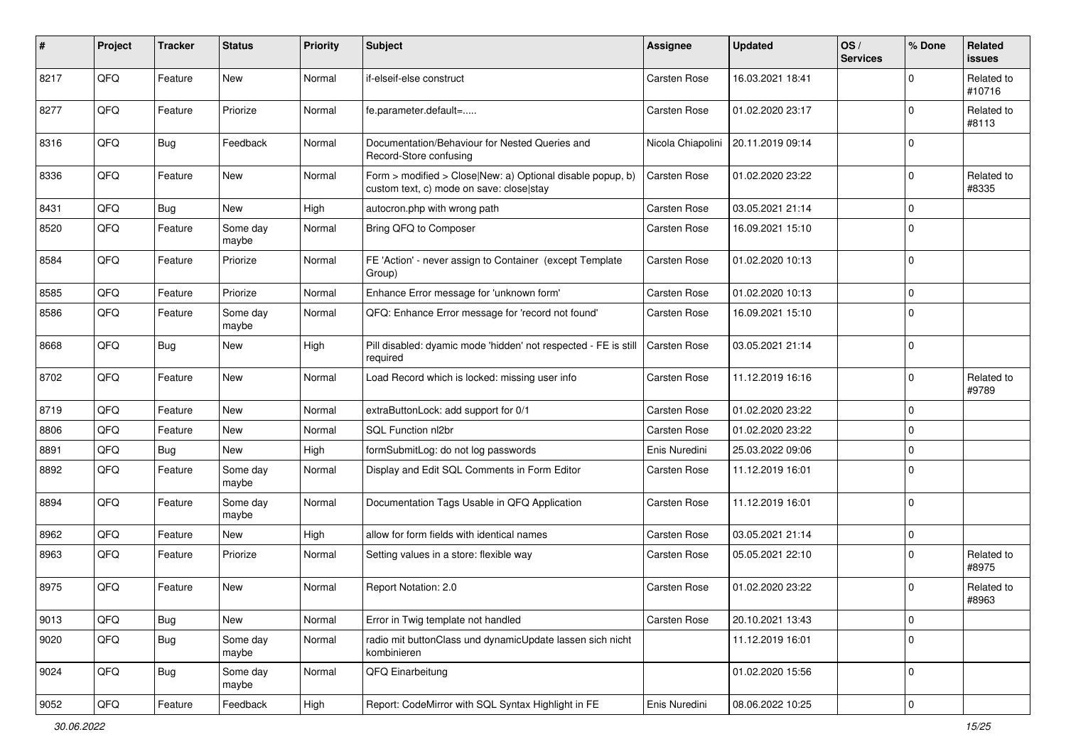| # | Project | Tracker | Status | Priority | Subject | Assignee | Updated | OS / Services | % Done | Related issues |
|---|---|---|---|---|---|---|---|---|---|---|
| 8217 | QFQ | Feature | New | Normal | if-elseif-else construct | Carsten Rose | 16.03.2021 18:41 | | 0 | Related to #10716 |
| 8277 | QFQ | Feature | Priorize | Normal | fe.parameter.default=..... | Carsten Rose | 01.02.2020 23:17 | | 0 | Related to #8113 |
| 8316 | QFQ | Bug | Feedback | Normal | Documentation/Behaviour for Nested Queries and Record-Store confusing | Nicola Chiapolini | 20.11.2019 09:14 | | 0 | |
| 8336 | QFQ | Feature | New | Normal | Form > modified > Close\|New: a) Optional disable popup, b) custom text, c) mode on save: close\|stay | Carsten Rose | 01.02.2020 23:22 | | 0 | Related to #8335 |
| 8431 | QFQ | Bug | New | High | autocron.php with wrong path | Carsten Rose | 03.05.2021 21:14 | | 0 | |
| 8520 | QFQ | Feature | Some day maybe | Normal | Bring QFQ to Composer | Carsten Rose | 16.09.2021 15:10 | | 0 | |
| 8584 | QFQ | Feature | Priorize | Normal | FE 'Action' - never assign to Container (except Template Group) | Carsten Rose | 01.02.2020 10:13 | | 0 | |
| 8585 | QFQ | Feature | Priorize | Normal | Enhance Error message for 'unknown form' | Carsten Rose | 01.02.2020 10:13 | | 0 | |
| 8586 | QFQ | Feature | Some day maybe | Normal | QFQ: Enhance Error message for 'record not found' | Carsten Rose | 16.09.2021 15:10 | | 0 | |
| 8668 | QFQ | Bug | New | High | Pill disabled: dyamic mode 'hidden' not respected - FE is still required | Carsten Rose | 03.05.2021 21:14 | | 0 | |
| 8702 | QFQ | Feature | New | Normal | Load Record which is locked: missing user info | Carsten Rose | 11.12.2019 16:16 | | 0 | Related to #9789 |
| 8719 | QFQ | Feature | New | Normal | extraButtonLock: add support for 0/1 | Carsten Rose | 01.02.2020 23:22 | | 0 | |
| 8806 | QFQ | Feature | New | Normal | SQL Function nl2br | Carsten Rose | 01.02.2020 23:22 | | 0 | |
| 8891 | QFQ | Bug | New | High | formSubmitLog: do not log passwords | Enis Nuredini | 25.03.2022 09:06 | | 0 | |
| 8892 | QFQ | Feature | Some day maybe | Normal | Display and Edit SQL Comments in Form Editor | Carsten Rose | 11.12.2019 16:01 | | 0 | |
| 8894 | QFQ | Feature | Some day maybe | Normal | Documentation Tags Usable in QFQ Application | Carsten Rose | 11.12.2019 16:01 | | 0 | |
| 8962 | QFQ | Feature | New | High | allow for form fields with identical names | Carsten Rose | 03.05.2021 21:14 | | 0 | |
| 8963 | QFQ | Feature | Priorize | Normal | Setting values in a store: flexible way | Carsten Rose | 05.05.2021 22:10 | | 0 | Related to #8975 |
| 8975 | QFQ | Feature | New | Normal | Report Notation: 2.0 | Carsten Rose | 01.02.2020 23:22 | | 0 | Related to #8963 |
| 9013 | QFQ | Bug | New | Normal | Error in Twig template not handled | Carsten Rose | 20.10.2021 13:43 | | 0 | |
| 9020 | QFQ | Bug | Some day maybe | Normal | radio mit buttonClass und dynamicUpdate lassen sich nicht kombinieren | | 11.12.2019 16:01 | | 0 | |
| 9024 | QFQ | Bug | Some day maybe | Normal | QFQ Einarbeitung | | 01.02.2020 15:56 | | 0 | |
| 9052 | QFQ | Feature | Feedback | High | Report: CodeMirror with SQL Syntax Highlight in FE | Enis Nuredini | 08.06.2022 10:25 | | 0 | |

*30.06.2022*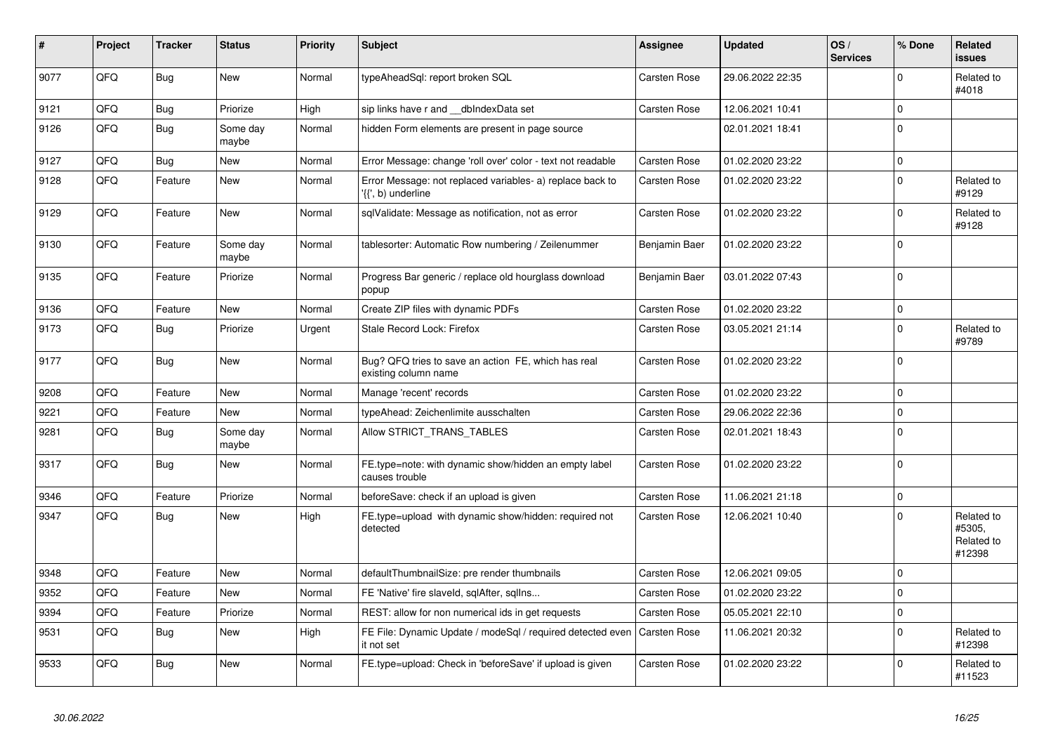| # | Project | Tracker | Status | Priority | Subject | Assignee | Updated | OS / Services | % Done | Related issues |
|---|---|---|---|---|---|---|---|---|---|---|
| 9077 | QFQ | Bug | New | Normal | typeAheadSql: report broken SQL | Carsten Rose | 29.06.2022 22:35 | | 0 | Related to #4018 |
| 9121 | QFQ | Bug | Priorize | High | sip links have r and __dbIndexData set | Carsten Rose | 12.06.2021 10:41 | | 0 | |
| 9126 | QFQ | Bug | Some day maybe | Normal | hidden Form elements are present in page source | | 02.01.2021 18:41 | | 0 | |
| 9127 | QFQ | Bug | New | Normal | Error Message: change 'roll over' color - text not readable | Carsten Rose | 01.02.2020 23:22 | | 0 | |
| 9128 | QFQ | Feature | New | Normal | Error Message: not replaced variables- a) replace back to '{{', b) underline | Carsten Rose | 01.02.2020 23:22 | | 0 | Related to #9129 |
| 9129 | QFQ | Feature | New | Normal | sqlValidate: Message as notification, not as error | Carsten Rose | 01.02.2020 23:22 | | 0 | Related to #9128 |
| 9130 | QFQ | Feature | Some day maybe | Normal | tablesorter: Automatic Row numbering / Zeilenummer | Benjamin Baer | 01.02.2020 23:22 | | 0 | |
| 9135 | QFQ | Feature | Priorize | Normal | Progress Bar generic / replace old hourglass download popup | Benjamin Baer | 03.01.2022 07:43 | | 0 | |
| 9136 | QFQ | Feature | New | Normal | Create ZIP files with dynamic PDFs | Carsten Rose | 01.02.2020 23:22 | | 0 | |
| 9173 | QFQ | Bug | Priorize | Urgent | Stale Record Lock: Firefox | Carsten Rose | 03.05.2021 21:14 | | 0 | Related to #9789 |
| 9177 | QFQ | Bug | New | Normal | Bug? QFQ tries to save an action FE, which has real existing column name | Carsten Rose | 01.02.2020 23:22 | | 0 | |
| 9208 | QFQ | Feature | New | Normal | Manage 'recent' records | Carsten Rose | 01.02.2020 23:22 | | 0 | |
| 9221 | QFQ | Feature | New | Normal | typeAhead: Zeichenlimite ausschalten | Carsten Rose | 29.06.2022 22:36 | | 0 | |
| 9281 | QFQ | Bug | Some day maybe | Normal | Allow STRICT_TRANS_TABLES | Carsten Rose | 02.01.2021 18:43 | | 0 | |
| 9317 | QFQ | Bug | New | Normal | FE.type=note: with dynamic show/hidden an empty label causes trouble | Carsten Rose | 01.02.2020 23:22 | | 0 | |
| 9346 | QFQ | Feature | Priorize | Normal | beforeSave: check if an upload is given | Carsten Rose | 11.06.2021 21:18 | | 0 | |
| 9347 | QFQ | Bug | New | High | FE.type=upload with dynamic show/hidden: required not detected | Carsten Rose | 12.06.2021 10:40 | | 0 | Related to #5305, Related to #12398 |
| 9348 | QFQ | Feature | New | Normal | defaultThumbnailSize: pre render thumbnails | Carsten Rose | 12.06.2021 09:05 | | 0 | |
| 9352 | QFQ | Feature | New | Normal | FE 'Native' fire slaveId, sqlAfter, sqlIns... | Carsten Rose | 01.02.2020 23:22 | | 0 | |
| 9394 | QFQ | Feature | Priorize | Normal | REST: allow for non numerical ids in get requests | Carsten Rose | 05.05.2021 22:10 | | 0 | |
| 9531 | QFQ | Bug | New | High | FE File: Dynamic Update / modeSql / required detected even it not set | Carsten Rose | 11.06.2021 20:32 | | 0 | Related to #12398 |
| 9533 | QFQ | Bug | New | Normal | FE.type=upload: Check in 'beforeSave' if upload is given | Carsten Rose | 01.02.2020 23:22 | | 0 | Related to #11523 |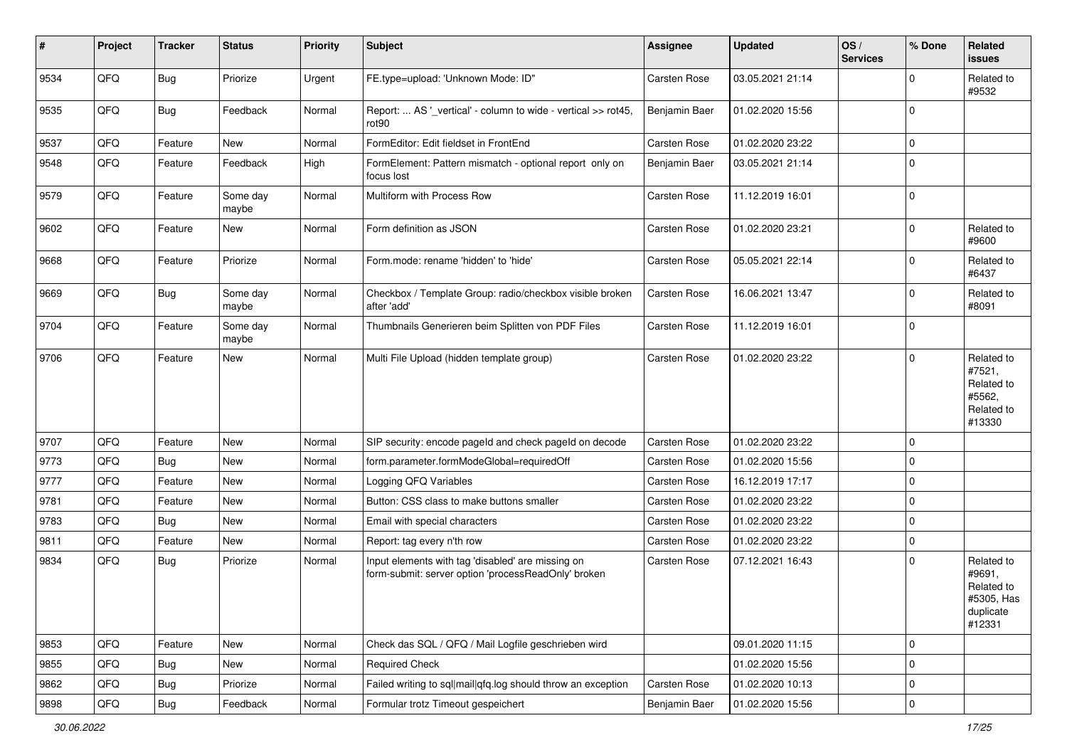| # | Project | Tracker | Status | Priority | Subject | Assignee | Updated | OS / Services | % Done | Related issues |
|---|---|---|---|---|---|---|---|---|---|---|
| 9534 | QFQ | Bug | Priorize | Urgent | FE.type=upload: 'Unknown Mode: ID" | Carsten Rose | 03.05.2021 21:14 | | 0 | Related to #9532 |
| 9535 | QFQ | Bug | Feedback | Normal | Report: ... AS '_vertical' - column to wide - vertical >> rot45, rot90 | Benjamin Baer | 01.02.2020 15:56 | | 0 | |
| 9537 | QFQ | Feature | New | Normal | FormEditor: Edit fieldset in FrontEnd | Carsten Rose | 01.02.2020 23:22 | | 0 | |
| 9548 | QFQ | Feature | Feedback | High | FormElement: Pattern mismatch - optional report only on focus lost | Benjamin Baer | 03.05.2021 21:14 | | 0 | |
| 9579 | QFQ | Feature | Some day maybe | Normal | Multiform with Process Row | Carsten Rose | 11.12.2019 16:01 | | 0 | |
| 9602 | QFQ | Feature | New | Normal | Form definition as JSON | Carsten Rose | 01.02.2020 23:21 | | 0 | Related to #9600 |
| 9668 | QFQ | Feature | Priorize | Normal | Form.mode: rename 'hidden' to 'hide' | Carsten Rose | 05.05.2021 22:14 | | 0 | Related to #6437 |
| 9669 | QFQ | Bug | Some day maybe | Normal | Checkbox / Template Group: radio/checkbox visible broken after 'add' | Carsten Rose | 16.06.2021 13:47 | | 0 | Related to #8091 |
| 9704 | QFQ | Feature | Some day maybe | Normal | Thumbnails Generieren beim Splitten von PDF Files | Carsten Rose | 11.12.2019 16:01 | | 0 | |
| 9706 | QFQ | Feature | New | Normal | Multi File Upload (hidden template group) | Carsten Rose | 01.02.2020 23:22 | | 0 | Related to #7521, Related to #5562, Related to #13330 |
| 9707 | QFQ | Feature | New | Normal | SIP security: encode pageId and check pageId on decode | Carsten Rose | 01.02.2020 23:22 | | 0 | |
| 9773 | QFQ | Bug | New | Normal | form.parameter.formModeGlobal=requiredOff | Carsten Rose | 01.02.2020 15:56 | | 0 | |
| 9777 | QFQ | Feature | New | Normal | Logging QFQ Variables | Carsten Rose | 16.12.2019 17:17 | | 0 | |
| 9781 | QFQ | Feature | New | Normal | Button: CSS class to make buttons smaller | Carsten Rose | 01.02.2020 23:22 | | 0 | |
| 9783 | QFQ | Bug | New | Normal | Email with special characters | Carsten Rose | 01.02.2020 23:22 | | 0 | |
| 9811 | QFQ | Feature | New | Normal | Report: tag every n'th row | Carsten Rose | 01.02.2020 23:22 | | 0 | |
| 9834 | QFQ | Bug | Priorize | Normal | Input elements with tag 'disabled' are missing on form-submit: server option 'processReadOnly' broken | Carsten Rose | 07.12.2021 16:43 | | 0 | Related to #9691, Related to #5305, Has duplicate #12331 |
| 9853 | QFQ | Feature | New | Normal | Check das SQL / QFQ / Mail Logfile geschrieben wird | | 09.01.2020 11:15 | | 0 | |
| 9855 | QFQ | Bug | New | Normal | Required Check | | 01.02.2020 15:56 | | 0 | |
| 9862 | QFQ | Bug | Priorize | Normal | Failed writing to sql\|mail\|qfq.log should throw an exception | Carsten Rose | 01.02.2020 10:13 | | 0 | |
| 9898 | QFQ | Bug | Feedback | Normal | Formular trotz Timeout gespeichert | Benjamin Baer | 01.02.2020 15:56 | | 0 | |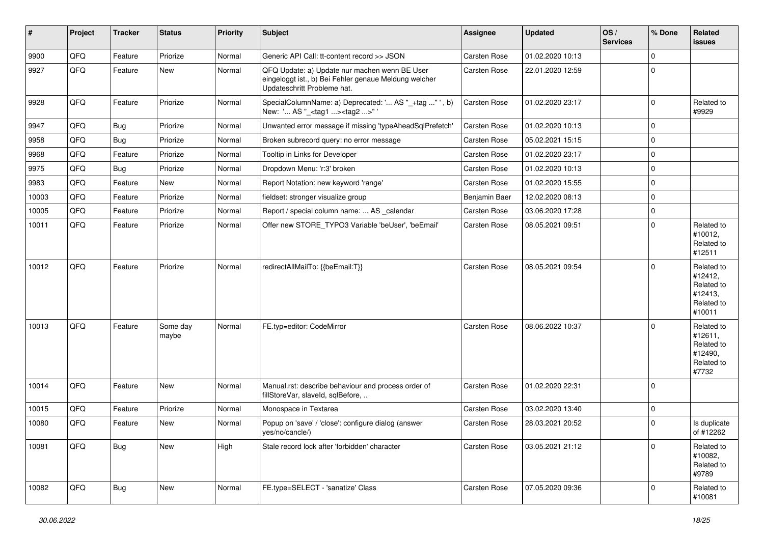| # | Project | Tracker | Status | Priority | Subject | Assignee | Updated | OS / Services | % Done | Related issues |
|---|---|---|---|---|---|---|---|---|---|---|
| 9900 | QFQ | Feature | Priorize | Normal | Generic API Call: tt-content record >> JSON | Carsten Rose | 01.02.2020 10:13 | | 0 | |
| 9927 | QFQ | Feature | New | Normal | QFQ Update: a) Update nur machen wenn BE User eingeloggt ist., b) Bei Fehler genaue Meldung welcher Updateschritt Probleme hat. | Carsten Rose | 22.01.2020 12:59 | | 0 | |
| 9928 | QFQ | Feature | Priorize | Normal | SpecialColumnName: a) Deprecated: '... AS "_+tag ..." ', b) New: '... AS "_<tag1 ...><tag2 ...>" ' | Carsten Rose | 01.02.2020 23:17 | | 0 | Related to #9929 |
| 9947 | QFQ | Bug | Priorize | Normal | Unwanted error message if missing 'typeAheadSqlPrefetch' | Carsten Rose | 01.02.2020 10:13 | | 0 | |
| 9958 | QFQ | Bug | Priorize | Normal | Broken subrecord query: no error message | Carsten Rose | 05.02.2021 15:15 | | 0 | |
| 9968 | QFQ | Feature | Priorize | Normal | Tooltip in Links for Developer | Carsten Rose | 01.02.2020 23:17 | | 0 | |
| 9975 | QFQ | Bug | Priorize | Normal | Dropdown Menu: 'r:3' broken | Carsten Rose | 01.02.2020 10:13 | | 0 | |
| 9983 | QFQ | Feature | New | Normal | Report Notation: new keyword 'range' | Carsten Rose | 01.02.2020 15:55 | | 0 | |
| 10003 | QFQ | Feature | Priorize | Normal | fieldset: stronger visualize group | Benjamin Baer | 12.02.2020 08:13 | | 0 | |
| 10005 | QFQ | Feature | Priorize | Normal | Report / special column name: ... AS _calendar | Carsten Rose | 03.06.2020 17:28 | | 0 | |
| 10011 | QFQ | Feature | Priorize | Normal | Offer new STORE_TYPO3 Variable 'beUser', 'beEmail' | Carsten Rose | 08.05.2021 09:51 | | 0 | Related to #10012, Related to #12511 |
| 10012 | QFQ | Feature | Priorize | Normal | redirectAllMailTo: {{beEmail:T}} | Carsten Rose | 08.05.2021 09:54 | | 0 | Related to #12412, Related to #12413, Related to #10011 |
| 10013 | QFQ | Feature | Some day maybe | Normal | FE.typ=editor: CodeMirror | Carsten Rose | 08.06.2022 10:37 | | 0 | Related to #12611, Related to #12490, Related to #7732 |
| 10014 | QFQ | Feature | New | Normal | Manual.rst: describe behaviour and process order of fillStoreVar, slaveId, sqlBefore, .. | Carsten Rose | 01.02.2020 22:31 | | 0 | |
| 10015 | QFQ | Feature | Priorize | Normal | Monospace in Textarea | Carsten Rose | 03.02.2020 13:40 | | 0 | |
| 10080 | QFQ | Feature | New | Normal | Popup on 'save' / 'close': configure dialog (answer yes/no/cancle/) | Carsten Rose | 28.03.2021 20:52 | | 0 | Is duplicate of #12262 |
| 10081 | QFQ | Bug | New | High | Stale record lock after 'forbidden' character | Carsten Rose | 03.05.2021 21:12 | | 0 | Related to #10082, Related to #9789 |
| 10082 | QFQ | Bug | New | Normal | FE.type=SELECT - 'sanatize' Class | Carsten Rose | 07.05.2020 09:36 | | 0 | Related to #10081 |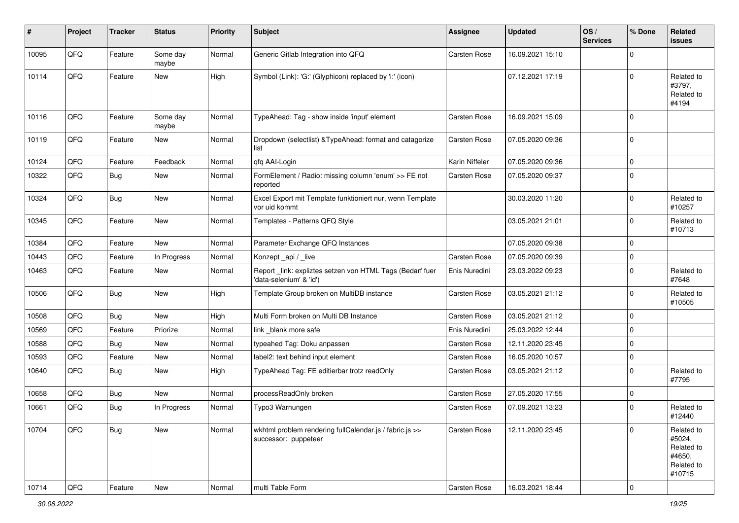| # | Project | Tracker | Status | Priority | Subject | Assignee | Updated | OS / Services | % Done | Related issues |
|---|---|---|---|---|---|---|---|---|---|---|
| 10095 | QFQ | Feature | Some day maybe | Normal | Generic Gitlab Integration into QFQ | Carsten Rose | 16.09.2021 15:10 | | 0 | |
| 10114 | QFQ | Feature | New | High | Symbol (Link): 'G:' (Glyphicon) replaced by 'i:' (icon) | | 07.12.2021 17:19 | | 0 | Related to #3797, Related to #4194 |
| 10116 | QFQ | Feature | Some day maybe | Normal | TypeAhead: Tag - show inside 'input' element | Carsten Rose | 16.09.2021 15:09 | | 0 | |
| 10119 | QFQ | Feature | New | Normal | Dropdown (selectlist) &TypeAhead: format and catagorize list | Carsten Rose | 07.05.2020 09:36 | | 0 | |
| 10124 | QFQ | Feature | Feedback | Normal | qfq AAI-Login | Karin Niffeler | 07.05.2020 09:36 | | 0 | |
| 10322 | QFQ | Bug | New | Normal | FormElement / Radio: missing column 'enum' >> FE not reported | Carsten Rose | 07.05.2020 09:37 | | 0 | |
| 10324 | QFQ | Bug | New | Normal | Excel Export mit Template funktioniert nur, wenn Template vor uid kommt | | 30.03.2020 11:20 | | 0 | Related to #10257 |
| 10345 | QFQ | Feature | New | Normal | Templates - Patterns QFQ Style | | 03.05.2021 21:01 | | 0 | Related to #10713 |
| 10384 | QFQ | Feature | New | Normal | Parameter Exchange QFQ Instances | | 07.05.2020 09:38 | | 0 | |
| 10443 | QFQ | Feature | In Progress | Normal | Konzept _api / _live | Carsten Rose | 07.05.2020 09:39 | | 0 | |
| 10463 | QFQ | Feature | New | Normal | Report _link: expliztes setzen von HTML Tags (Bedarf fuer 'data-selenium' & 'id') | Enis Nuredini | 23.03.2022 09:23 | | 0 | Related to #7648 |
| 10506 | QFQ | Bug | New | High | Template Group broken on MultiDB instance | Carsten Rose | 03.05.2021 21:12 | | 0 | Related to #10505 |
| 10508 | QFQ | Bug | New | High | Multi Form broken on Multi DB Instance | Carsten Rose | 03.05.2021 21:12 | | 0 | |
| 10569 | QFQ | Feature | Priorize | Normal | link _blank more safe | Enis Nuredini | 25.03.2022 12:44 | | 0 | |
| 10588 | QFQ | Bug | New | Normal | typeahed Tag: Doku anpassen | Carsten Rose | 12.11.2020 23:45 | | 0 | |
| 10593 | QFQ | Feature | New | Normal | label2: text behind input element | Carsten Rose | 16.05.2020 10:57 | | 0 | |
| 10640 | QFQ | Bug | New | High | TypeAhead Tag: FE editierbar trotz readOnly | Carsten Rose | 03.05.2021 21:12 | | 0 | Related to #7795 |
| 10658 | QFQ | Bug | New | Normal | processReadOnly broken | Carsten Rose | 27.05.2020 17:55 | | 0 | |
| 10661 | QFQ | Bug | In Progress | Normal | Typo3 Warnungen | Carsten Rose | 07.09.2021 13:23 | | 0 | Related to #12440 |
| 10704 | QFQ | Bug | New | Normal | wkhtml problem rendering fullCalendar.js / fabric.js >> successor: puppeteer | Carsten Rose | 12.11.2020 23:45 | | 0 | Related to #5024, Related to #4650, Related to #10715 |
| 10714 | QFQ | Feature | New | Normal | multi Table Form | Carsten Rose | 16.03.2021 18:44 | | 0 | |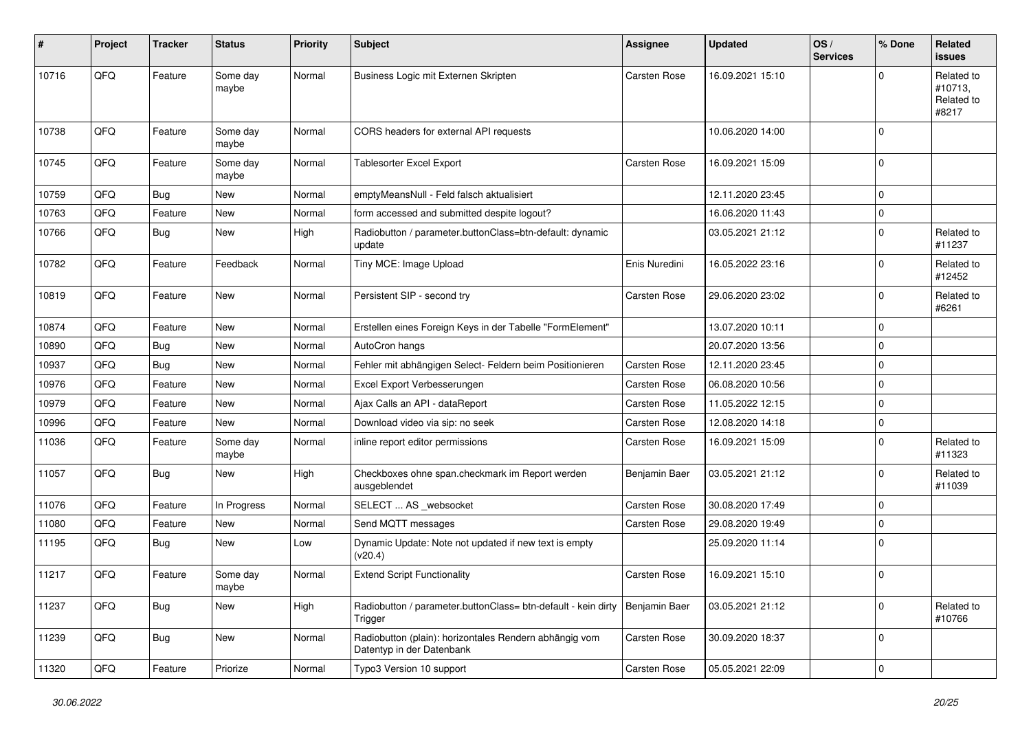| # | Project | Tracker | Status | Priority | Subject | Assignee | Updated | OS / Services | % Done | Related issues |
|---|---|---|---|---|---|---|---|---|---|---|
| 10716 | QFQ | Feature | Some day maybe | Normal | Business Logic mit Externen Skripten | Carsten Rose | 16.09.2021 15:10 | | 0 | Related to #10713, Related to #8217 |
| 10738 | QFQ | Feature | Some day maybe | Normal | CORS headers for external API requests | | 10.06.2020 14:00 | | 0 | |
| 10745 | QFQ | Feature | Some day maybe | Normal | Tablesorter Excel Export | Carsten Rose | 16.09.2021 15:09 | | 0 | |
| 10759 | QFQ | Bug | New | Normal | emptyMeansNull - Feld falsch aktualisiert | | 12.11.2020 23:45 | | 0 | |
| 10763 | QFQ | Feature | New | Normal | form accessed and submitted despite logout? | | 16.06.2020 11:43 | | 0 | |
| 10766 | QFQ | Bug | New | High | Radiobutton / parameter.buttonClass=btn-default: dynamic update | | 03.05.2021 21:12 | | 0 | Related to #11237 |
| 10782 | QFQ | Feature | Feedback | Normal | Tiny MCE: Image Upload | Enis Nuredini | 16.05.2022 23:16 | | 0 | Related to #12452 |
| 10819 | QFQ | Feature | New | Normal | Persistent SIP - second try | Carsten Rose | 29.06.2020 23:02 | | 0 | Related to #6261 |
| 10874 | QFQ | Feature | New | Normal | Erstellen eines Foreign Keys in der Tabelle "FormElement" | | 13.07.2020 10:11 | | 0 | |
| 10890 | QFQ | Bug | New | Normal | AutoCron hangs | | 20.07.2020 13:56 | | 0 | |
| 10937 | QFQ | Bug | New | Normal | Fehler mit abhängigen Select- Feldern beim Positionieren | Carsten Rose | 12.11.2020 23:45 | | 0 | |
| 10976 | QFQ | Feature | New | Normal | Excel Export Verbesserungen | Carsten Rose | 06.08.2020 10:56 | | 0 | |
| 10979 | QFQ | Feature | New | Normal | Ajax Calls an API - dataReport | Carsten Rose | 11.05.2022 12:15 | | 0 | |
| 10996 | QFQ | Feature | New | Normal | Download video via sip: no seek | Carsten Rose | 12.08.2020 14:18 | | 0 | |
| 11036 | QFQ | Feature | Some day maybe | Normal | inline report editor permissions | Carsten Rose | 16.09.2021 15:09 | | 0 | Related to #11323 |
| 11057 | QFQ | Bug | New | High | Checkboxes ohne span.checkmark im Report werden ausgeblendet | Benjamin Baer | 03.05.2021 21:12 | | 0 | Related to #11039 |
| 11076 | QFQ | Feature | In Progress | Normal | SELECT ... AS _websocket | Carsten Rose | 30.08.2020 17:49 | | 0 | |
| 11080 | QFQ | Feature | New | Normal | Send MQTT messages | Carsten Rose | 29.08.2020 19:49 | | 0 | |
| 11195 | QFQ | Bug | New | Low | Dynamic Update: Note not updated if new text is empty (v20.4) | | 25.09.2020 11:14 | | 0 | |
| 11217 | QFQ | Feature | Some day maybe | Normal | Extend Script Functionality | Carsten Rose | 16.09.2021 15:10 | | 0 | |
| 11237 | QFQ | Bug | New | High | Radiobutton / parameter.buttonClass= btn-default - kein dirty Trigger | Benjamin Baer | 03.05.2021 21:12 | | 0 | Related to #10766 |
| 11239 | QFQ | Bug | New | Normal | Radiobutton (plain): horizontales Rendern abhängig vom Datentyp in der Datenbank | Carsten Rose | 30.09.2020 18:37 | | 0 | |
| 11320 | QFQ | Feature | Priorize | Normal | Typo3 Version 10 support | Carsten Rose | 05.05.2021 22:09 | | 0 | |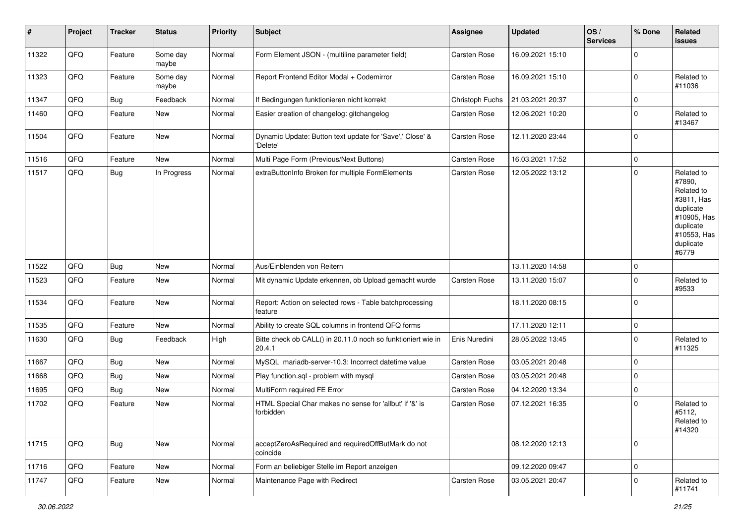| # | Project | Tracker | Status | Priority | Subject | Assignee | Updated | OS / Services | % Done | Related issues |
|---|---|---|---|---|---|---|---|---|---|---|
| 11322 | QFQ | Feature | Some day maybe | Normal | Form Element JSON - (multiline parameter field) | Carsten Rose | 16.09.2021 15:10 | | 0 | |
| 11323 | QFQ | Feature | Some day maybe | Normal | Report Frontend Editor Modal + Codemirror | Carsten Rose | 16.09.2021 15:10 | | 0 | Related to #11036 |
| 11347 | QFQ | Bug | Feedback | Normal | If Bedingungen funktionieren nicht korrekt | Christoph Fuchs | 21.03.2021 20:37 | | 0 | |
| 11460 | QFQ | Feature | New | Normal | Easier creation of changelog: gitchangelog | Carsten Rose | 12.06.2021 10:20 | | 0 | Related to #13467 |
| 11504 | QFQ | Feature | New | Normal | Dynamic Update: Button text update for 'Save',' Close' & 'Delete' | Carsten Rose | 12.11.2020 23:44 | | 0 | |
| 11516 | QFQ | Feature | New | Normal | Multi Page Form (Previous/Next Buttons) | Carsten Rose | 16.03.2021 17:52 | | 0 | |
| 11517 | QFQ | Bug | In Progress | Normal | extraButtonInfo Broken for multiple FormElements | Carsten Rose | 12.05.2022 13:12 | | 0 | Related to #7890, Related to #3811, Has duplicate #10905, Has duplicate #10553, Has duplicate #6779 |
| 11522 | QFQ | Bug | New | Normal | Aus/Einblenden von Reitern | | 13.11.2020 14:58 | | 0 | |
| 11523 | QFQ | Feature | New | Normal | Mit dynamic Update erkennen, ob Upload gemacht wurde | Carsten Rose | 13.11.2020 15:07 | | 0 | Related to #9533 |
| 11534 | QFQ | Feature | New | Normal | Report: Action on selected rows - Table batchprocessing feature | | 18.11.2020 08:15 | | 0 | |
| 11535 | QFQ | Feature | New | Normal | Ability to create SQL columns in frontend QFQ forms | | 17.11.2020 12:11 | | 0 | |
| 11630 | QFQ | Bug | Feedback | High | Bitte check ob CALL() in 20.11.0 noch so funktioniert wie in 20.4.1 | Enis Nuredini | 28.05.2022 13:45 | | 0 | Related to #11325 |
| 11667 | QFQ | Bug | New | Normal | MySQL mariadb-server-10.3: Incorrect datetime value | Carsten Rose | 03.05.2021 20:48 | | 0 | |
| 11668 | QFQ | Bug | New | Normal | Play function.sql - problem with mysql | Carsten Rose | 03.05.2021 20:48 | | 0 | |
| 11695 | QFQ | Bug | New | Normal | MultiForm required FE Error | Carsten Rose | 04.12.2020 13:34 | | 0 | |
| 11702 | QFQ | Feature | New | Normal | HTML Special Char makes no sense for 'allbut' if '&' is forbidden | Carsten Rose | 07.12.2021 16:35 | | 0 | Related to #5112, Related to #14320 |
| 11715 | QFQ | Bug | New | Normal | acceptZeroAsRequired and requiredOffButMark do not coincide | | 08.12.2020 12:13 | | 0 | |
| 11716 | QFQ | Feature | New | Normal | Form an beliebiger Stelle im Report anzeigen | | 09.12.2020 09:47 | | 0 | |
| 11747 | QFQ | Feature | New | Normal | Maintenance Page with Redirect | Carsten Rose | 03.05.2021 20:47 | | 0 | Related to #11741 |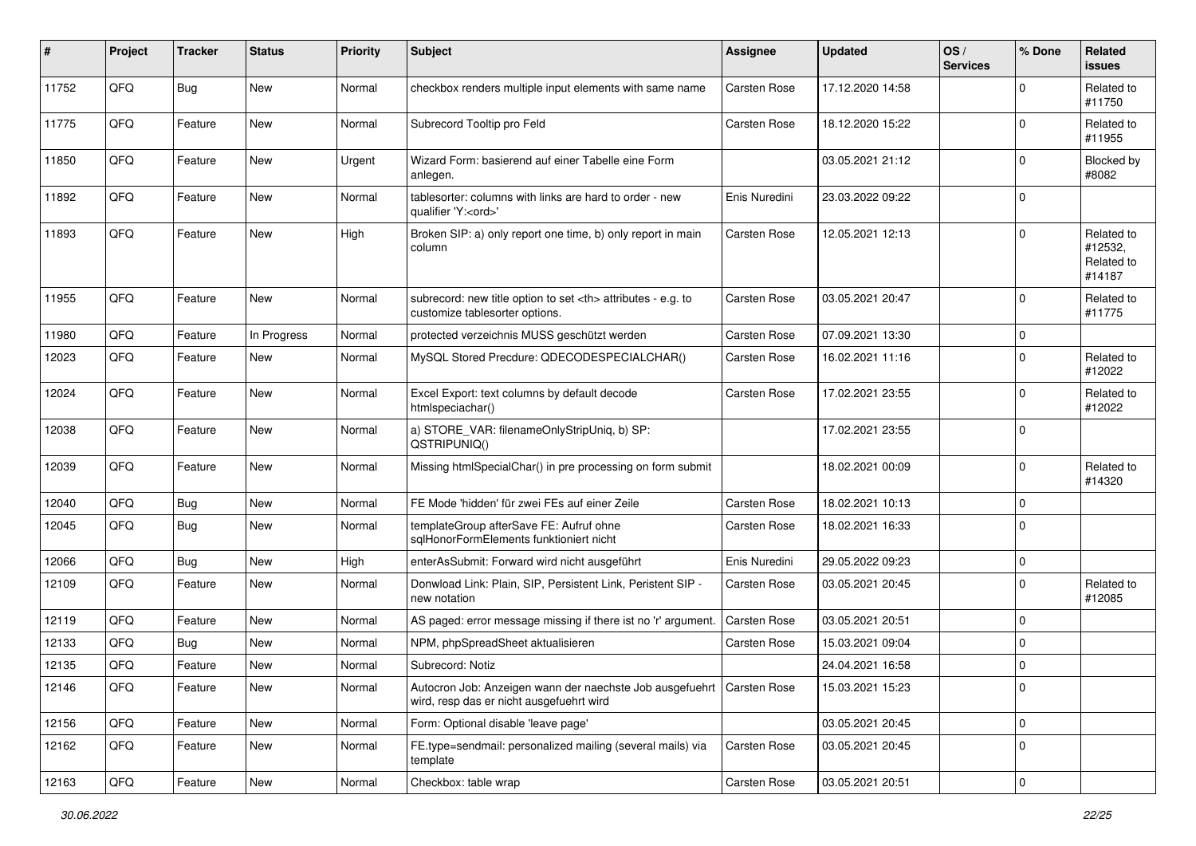| # | Project | Tracker | Status | Priority | Subject | Assignee | Updated | OS / Services | % Done | Related issues |
|---|---|---|---|---|---|---|---|---|---|---|
| 11752 | QFQ | Bug | New | Normal | checkbox renders multiple input elements with same name | Carsten Rose | 17.12.2020 14:58 | | 0 | Related to #11750 |
| 11775 | QFQ | Feature | New | Normal | Subrecord Tooltip pro Feld | Carsten Rose | 18.12.2020 15:22 | | 0 | Related to #11955 |
| 11850 | QFQ | Feature | New | Urgent | Wizard Form: basierend auf einer Tabelle eine Form anlegen. | | 03.05.2021 21:12 | | 0 | Blocked by #8082 |
| 11892 | QFQ | Feature | New | Normal | tablesorter: columns with links are hard to order - new qualifier 'Y:<ord>' | Enis Nuredini | 23.03.2022 09:22 | | 0 | |
| 11893 | QFQ | Feature | New | High | Broken SIP: a) only report one time, b) only report in main column | Carsten Rose | 12.05.2021 12:13 | | 0 | Related to #12532, Related to #14187 |
| 11955 | QFQ | Feature | New | Normal | subrecord: new title option to set <th> attributes - e.g. to customize tablesorter options. | Carsten Rose | 03.05.2021 20:47 | | 0 | Related to #11775 |
| 11980 | QFQ | Feature | In Progress | Normal | protected verzeichnis MUSS geschützt werden | Carsten Rose | 07.09.2021 13:30 | | 0 | |
| 12023 | QFQ | Feature | New | Normal | MySQL Stored Precdure: QDECODESPECIALCHAR() | Carsten Rose | 16.02.2021 11:16 | | 0 | Related to #12022 |
| 12024 | QFQ | Feature | New | Normal | Excel Export: text columns by default decode htmlspeciachar() | Carsten Rose | 17.02.2021 23:55 | | 0 | Related to #12022 |
| 12038 | QFQ | Feature | New | Normal | a) STORE_VAR: filenameOnlyStripUniq, b) SP: QSTRIPUNIQ() | | 17.02.2021 23:55 | | 0 | |
| 12039 | QFQ | Feature | New | Normal | Missing htmlSpecialChar() in pre processing on form submit | | 18.02.2021 00:09 | | 0 | Related to #14320 |
| 12040 | QFQ | Bug | New | Normal | FE Mode 'hidden' für zwei FEs auf einer Zeile | Carsten Rose | 18.02.2021 10:13 | | 0 | |
| 12045 | QFQ | Bug | New | Normal | templateGroup afterSave FE: Aufruf ohne sqlHonorFormElements funktioniert nicht | Carsten Rose | 18.02.2021 16:33 | | 0 | |
| 12066 | QFQ | Bug | New | High | enterAsSubmit: Forward wird nicht ausgeführt | Enis Nuredini | 29.05.2022 09:23 | | 0 | |
| 12109 | QFQ | Feature | New | Normal | Donwload Link: Plain, SIP, Persistent Link, Peristent SIP - new notation | Carsten Rose | 03.05.2021 20:45 | | 0 | Related to #12085 |
| 12119 | QFQ | Feature | New | Normal | AS paged: error message missing if there ist no 'r' argument. | Carsten Rose | 03.05.2021 20:51 | | 0 | |
| 12133 | QFQ | Bug | New | Normal | NPM, phpSpreadSheet aktualisieren | Carsten Rose | 15.03.2021 09:04 | | 0 | |
| 12135 | QFQ | Feature | New | Normal | Subrecord: Notiz | | 24.04.2021 16:58 | | 0 | |
| 12146 | QFQ | Feature | New | Normal | Autocron Job: Anzeigen wann der naechste Job ausgefuehrt wird, resp das er nicht ausgefuehrt wird | Carsten Rose | 15.03.2021 15:23 | | 0 | |
| 12156 | QFQ | Feature | New | Normal | Form: Optional disable 'leave page' | | 03.05.2021 20:45 | | 0 | |
| 12162 | QFQ | Feature | New | Normal | FE.type=sendmail: personalized mailing (several mails) via template | Carsten Rose | 03.05.2021 20:45 | | 0 | |
| 12163 | QFQ | Feature | New | Normal | Checkbox: table wrap | Carsten Rose | 03.05.2021 20:51 | | 0 | |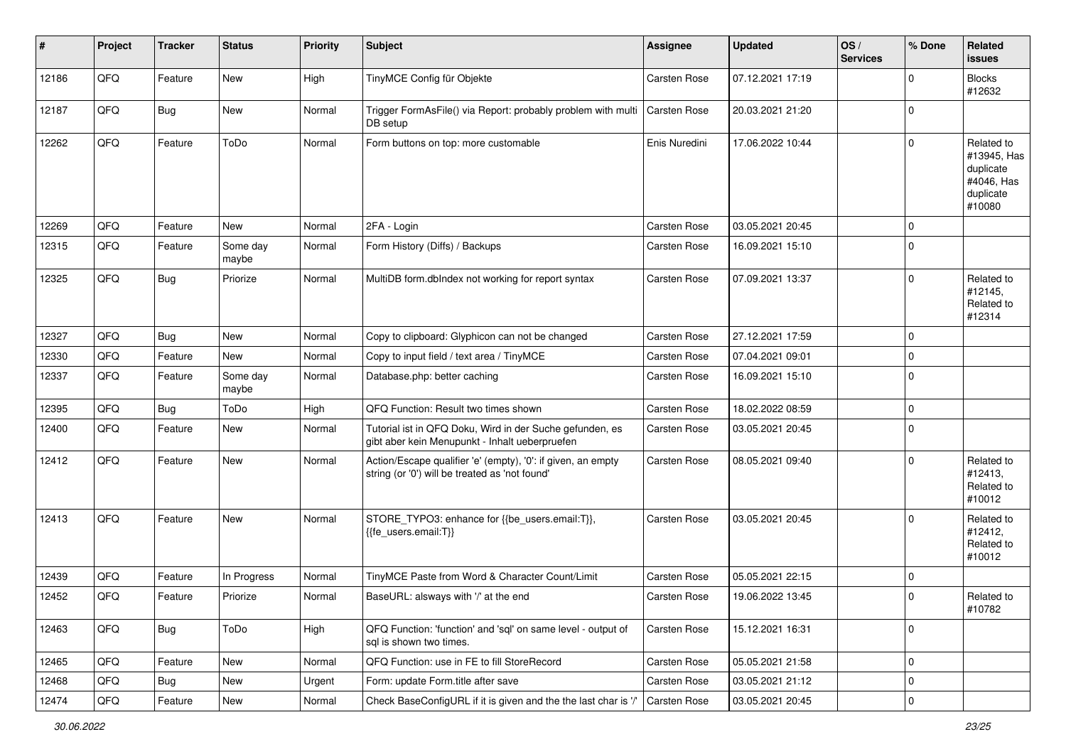| # | Project | Tracker | Status | Priority | Subject | Assignee | Updated | OS / Services | % Done | Related issues |
|---|---|---|---|---|---|---|---|---|---|---|
| 12186 | QFQ | Feature | New | High | TinyMCE Config für Objekte | Carsten Rose | 07.12.2021 17:19 | | 0 | Blocks #12632 |
| 12187 | QFQ | Bug | New | Normal | Trigger FormAsFile() via Report: probably problem with multi DB setup | Carsten Rose | 20.03.2021 21:20 | | 0 | |
| 12262 | QFQ | Feature | ToDo | Normal | Form buttons on top: more customable | Enis Nuredini | 17.06.2022 10:44 | | 0 | Related to #13945, Has duplicate #4046, Has duplicate #10080 |
| 12269 | QFQ | Feature | New | Normal | 2FA - Login | Carsten Rose | 03.05.2021 20:45 | | 0 | |
| 12315 | QFQ | Feature | Some day maybe | Normal | Form History (Diffs) / Backups | Carsten Rose | 16.09.2021 15:10 | | 0 | |
| 12325 | QFQ | Bug | Priorize | Normal | MultiDB form.dbIndex not working for report syntax | Carsten Rose | 07.09.2021 13:37 | | 0 | Related to #12145, Related to #12314 |
| 12327 | QFQ | Bug | New | Normal | Copy to clipboard: Glyphicon can not be changed | Carsten Rose | 27.12.2021 17:59 | | 0 | |
| 12330 | QFQ | Feature | New | Normal | Copy to input field / text area / TinyMCE | Carsten Rose | 07.04.2021 09:01 | | 0 | |
| 12337 | QFQ | Feature | Some day maybe | Normal | Database.php: better caching | Carsten Rose | 16.09.2021 15:10 | | 0 | |
| 12395 | QFQ | Bug | ToDo | High | QFQ Function: Result two times shown | Carsten Rose | 18.02.2022 08:59 | | 0 | |
| 12400 | QFQ | Feature | New | Normal | Tutorial ist in QFQ Doku, Wird in der Suche gefunden, es gibt aber kein Menupunkt - Inhalt ueberpruefen | Carsten Rose | 03.05.2021 20:45 | | 0 | |
| 12412 | QFQ | Feature | New | Normal | Action/Escape qualifier 'e' (empty), '0': if given, an empty string (or '0') will be treated as 'not found' | Carsten Rose | 08.05.2021 09:40 | | 0 | Related to #12413, Related to #10012 |
| 12413 | QFQ | Feature | New | Normal | STORE_TYPO3: enhance for {{be_users.email:T}}, {{fe_users.email:T}} | Carsten Rose | 03.05.2021 20:45 | | 0 | Related to #12412, Related to #10012 |
| 12439 | QFQ | Feature | In Progress | Normal | TinyMCE Paste from Word & Character Count/Limit | Carsten Rose | 05.05.2021 22:15 | | 0 | |
| 12452 | QFQ | Feature | Priorize | Normal | BaseURL: alsways with '/' at the end | Carsten Rose | 19.06.2022 13:45 | | 0 | Related to #10782 |
| 12463 | QFQ | Bug | ToDo | High | QFQ Function: 'function' and 'sql' on same level - output of sql is shown two times. | Carsten Rose | 15.12.2021 16:31 | | 0 | |
| 12465 | QFQ | Feature | New | Normal | QFQ Function: use in FE to fill StoreRecord | Carsten Rose | 05.05.2021 21:58 | | 0 | |
| 12468 | QFQ | Bug | New | Urgent | Form: update Form.title after save | Carsten Rose | 03.05.2021 21:12 | | 0 | |
| 12474 | QFQ | Feature | New | Normal | Check BaseConfigURL if it is given and the the last char is '/' | Carsten Rose | 03.05.2021 20:45 | | 0 | |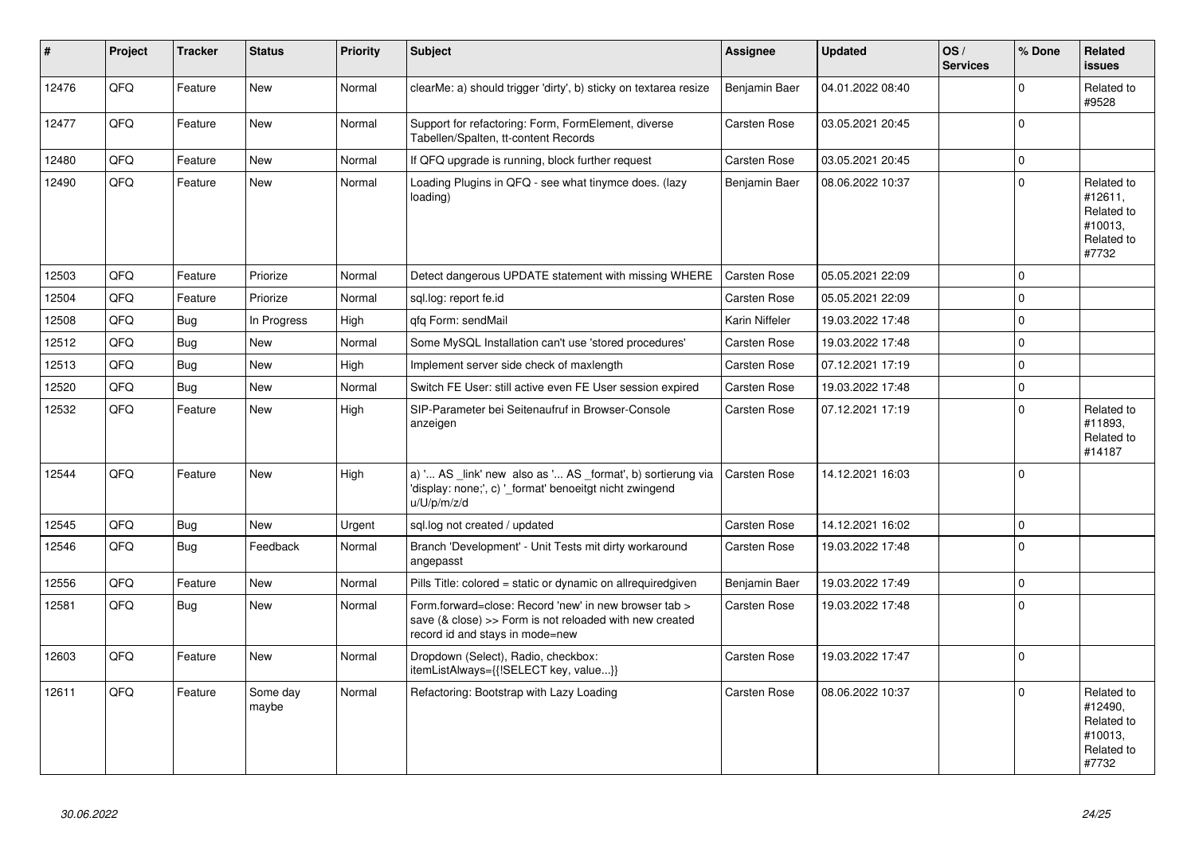| # | Project | Tracker | Status | Priority | Subject | Assignee | Updated | OS / Services | % Done | Related issues |
|---|---|---|---|---|---|---|---|---|---|---|
| 12476 | QFQ | Feature | New | Normal | clearMe: a) should trigger 'dirty', b) sticky on textarea resize | Benjamin Baer | 04.01.2022 08:40 | | 0 | Related to #9528 |
| 12477 | QFQ | Feature | New | Normal | Support for refactoring: Form, FormElement, diverse Tabellen/Spalten, tt-content Records | Carsten Rose | 03.05.2021 20:45 | | 0 | |
| 12480 | QFQ | Feature | New | Normal | If QFQ upgrade is running, block further request | Carsten Rose | 03.05.2021 20:45 | | 0 | |
| 12490 | QFQ | Feature | New | Normal | Loading Plugins in QFQ - see what tinymce does. (lazy loading) | Benjamin Baer | 08.06.2022 10:37 | | 0 | Related to #12611, Related to #10013, Related to #7732 |
| 12503 | QFQ | Feature | Priorize | Normal | Detect dangerous UPDATE statement with missing WHERE | Carsten Rose | 05.05.2021 22:09 | | 0 | |
| 12504 | QFQ | Feature | Priorize | Normal | sql.log: report fe.id | Carsten Rose | 05.05.2021 22:09 | | 0 | |
| 12508 | QFQ | Bug | In Progress | High | qfq Form: sendMail | Karin Niffeler | 19.03.2022 17:48 | | 0 | |
| 12512 | QFQ | Bug | New | Normal | Some MySQL Installation can't use 'stored procedures' | Carsten Rose | 19.03.2022 17:48 | | 0 | |
| 12513 | QFQ | Bug | New | High | Implement server side check of maxlength | Carsten Rose | 07.12.2021 17:19 | | 0 | |
| 12520 | QFQ | Bug | New | Normal | Switch FE User: still active even FE User session expired | Carsten Rose | 19.03.2022 17:48 | | 0 | |
| 12532 | QFQ | Feature | New | High | SIP-Parameter bei Seitenaufruf in Browser-Console anzeigen | Carsten Rose | 07.12.2021 17:19 | | 0 | Related to #11893, Related to #14187 |
| 12544 | QFQ | Feature | New | High | a) '... AS _link' new also as '... AS _format', b) sortierung via 'display: none;', c) '_format' benoeitgt nicht zwingend u/U/p/m/z/d | Carsten Rose | 14.12.2021 16:03 | | 0 | |
| 12545 | QFQ | Bug | New | Urgent | sql.log not created / updated | Carsten Rose | 14.12.2021 16:02 | | 0 | |
| 12546 | QFQ | Bug | Feedback | Normal | Branch 'Development' - Unit Tests mit dirty workaround angepasst | Carsten Rose | 19.03.2022 17:48 | | 0 | |
| 12556 | QFQ | Feature | New | Normal | Pills Title: colored = static or dynamic on allrequiredgiven | Benjamin Baer | 19.03.2022 17:49 | | 0 | |
| 12581 | QFQ | Bug | New | Normal | Form.forward=close: Record 'new' in new browser tab > save (& close) >> Form is not reloaded with new created record id and stays in mode=new | Carsten Rose | 19.03.2022 17:48 | | 0 | |
| 12603 | QFQ | Feature | New | Normal | Dropdown (Select), Radio, checkbox: itemListAlways={{!SELECT key, value...}} | Carsten Rose | 19.03.2022 17:47 | | 0 | |
| 12611 | QFQ | Feature | Some day maybe | Normal | Refactoring: Bootstrap with Lazy Loading | Carsten Rose | 08.06.2022 10:37 | | 0 | Related to #12490, Related to #10013, Related to #7732 |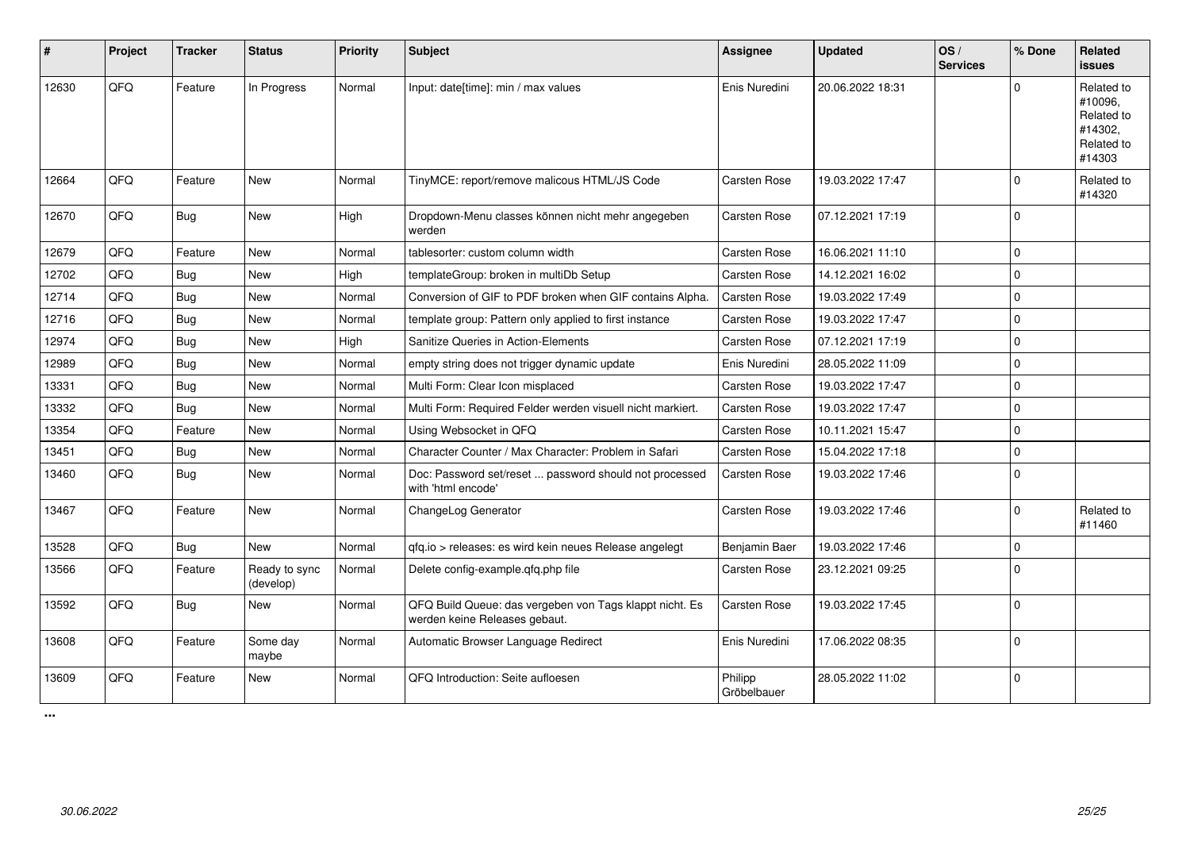| # | Project | Tracker | Status | Priority | Subject | Assignee | Updated | OS / Services | % Done | Related issues |
|---|---|---|---|---|---|---|---|---|---|---|
| 12630 | QFQ | Feature | In Progress | Normal | Input: date[time]: min / max values | Enis Nuredini | 20.06.2022 18:31 | | 0 | Related to #10096, Related to #14302, Related to #14303 |
| 12664 | QFQ | Feature | New | Normal | TinyMCE: report/remove malicous HTML/JS Code | Carsten Rose | 19.03.2022 17:47 | | 0 | Related to #14320 |
| 12670 | QFQ | Bug | New | High | Dropdown-Menu classes können nicht mehr angegeben werden | Carsten Rose | 07.12.2021 17:19 | | 0 | |
| 12679 | QFQ | Feature | New | Normal | tablesorter: custom column width | Carsten Rose | 16.06.2021 11:10 | | 0 | |
| 12702 | QFQ | Bug | New | High | templateGroup: broken in multiDb Setup | Carsten Rose | 14.12.2021 16:02 | | 0 | |
| 12714 | QFQ | Bug | New | Normal | Conversion of GIF to PDF broken when GIF contains Alpha. | Carsten Rose | 19.03.2022 17:49 | | 0 | |
| 12716 | QFQ | Bug | New | Normal | template group: Pattern only applied to first instance | Carsten Rose | 19.03.2022 17:47 | | 0 | |
| 12974 | QFQ | Bug | New | High | Sanitize Queries in Action-Elements | Carsten Rose | 07.12.2021 17:19 | | 0 | |
| 12989 | QFQ | Bug | New | Normal | empty string does not trigger dynamic update | Enis Nuredini | 28.05.2022 11:09 | | 0 | |
| 13331 | QFQ | Bug | New | Normal | Multi Form: Clear Icon misplaced | Carsten Rose | 19.03.2022 17:47 | | 0 | |
| 13332 | QFQ | Bug | New | Normal | Multi Form: Required Felder werden visuell nicht markiert. | Carsten Rose | 19.03.2022 17:47 | | 0 | |
| 13354 | QFQ | Feature | New | Normal | Using Websocket in QFQ | Carsten Rose | 10.11.2021 15:47 | | 0 | |
| 13451 | QFQ | Bug | New | Normal | Character Counter / Max Character: Problem in Safari | Carsten Rose | 15.04.2022 17:18 | | 0 | |
| 13460 | QFQ | Bug | New | Normal | Doc: Password set/reset ... password should not processed with 'html encode' | Carsten Rose | 19.03.2022 17:46 | | 0 | |
| 13467 | QFQ | Feature | New | Normal | ChangeLog Generator | Carsten Rose | 19.03.2022 17:46 | | 0 | Related to #11460 |
| 13528 | QFQ | Bug | New | Normal | qfq.io > releases: es wird kein neues Release angelegt | Benjamin Baer | 19.03.2022 17:46 | | 0 | |
| 13566 | QFQ | Feature | Ready to sync (develop) | Normal | Delete config-example.qfq.php file | Carsten Rose | 23.12.2021 09:25 | | 0 | |
| 13592 | QFQ | Bug | New | Normal | QFQ Build Queue: das vergeben von Tags klappt nicht. Es werden keine Releases gebaut. | Carsten Rose | 19.03.2022 17:45 | | 0 | |
| 13608 | QFQ | Feature | Some day maybe | Normal | Automatic Browser Language Redirect | Enis Nuredini | 17.06.2022 08:35 | | 0 | |
| 13609 | QFQ | Feature | New | Normal | QFQ Introduction: Seite aufloesen | Philipp Gröbelbauer | 28.05.2022 11:02 | | 0 | |

...